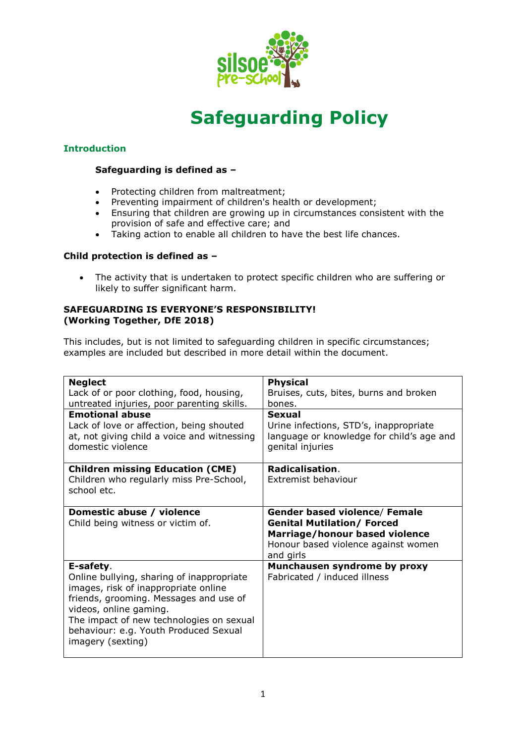# Safeguarding Policy

## Introduction

**Safeguarding is defined as –**

- Protecting children from maltreatment;
- Preventing impairment of children's health or development;
- Ensuring that children are growing up in circumstances consistent with the provision of safe and effective care; and
- Taking action to enable all children to have the best life chances.

**Child protection is defined as –**

- The activity that is undertaken to protect specific children who are suffering or likely to suffer significant harm.

**SAFEGUARDING IS EVERYONE'S RESPONSIBILITY!**
**(Working Together, DfE 2018)**

This includes, but is not limited to safeguarding children in specific circumstances; examples are included but described in more detail within the document.

| | |
|---|---|
| **Neglect**<br>Lack of or poor clothing, food, housing, untreated injuries, poor parenting skills. | **Physical**<br>Bruises, cuts, bites, burns and broken bones. |
| **Emotional abuse**<br>Lack of love or affection, being shouted at, not giving child a voice and witnessing domestic violence | **Sexual**<br>Urine infections, STD's, inappropriate language or knowledge for child's age and genital injuries |
| **Children missing Education (CME)**<br>Children who regularly miss Pre-School, school etc. | **Radicalisation**.<br>Extremist behaviour |
| **Domestic abuse / violence**<br>Child being witness or victim of. | **Gender based violence/ Female Genital Mutilation/ Forced Marriage/honour based violence**<br>Honour based violence against women and girls |
| **E-safety**.<br>Online bullying, sharing of inappropriate images, risk of inappropriate online friends, grooming. Messages and use of videos, online gaming.<br>The impact of new technologies on sexual behaviour: e.g. Youth Produced Sexual imagery (sexting) | **Munchausen syndrome by proxy**<br>Fabricated / induced illness |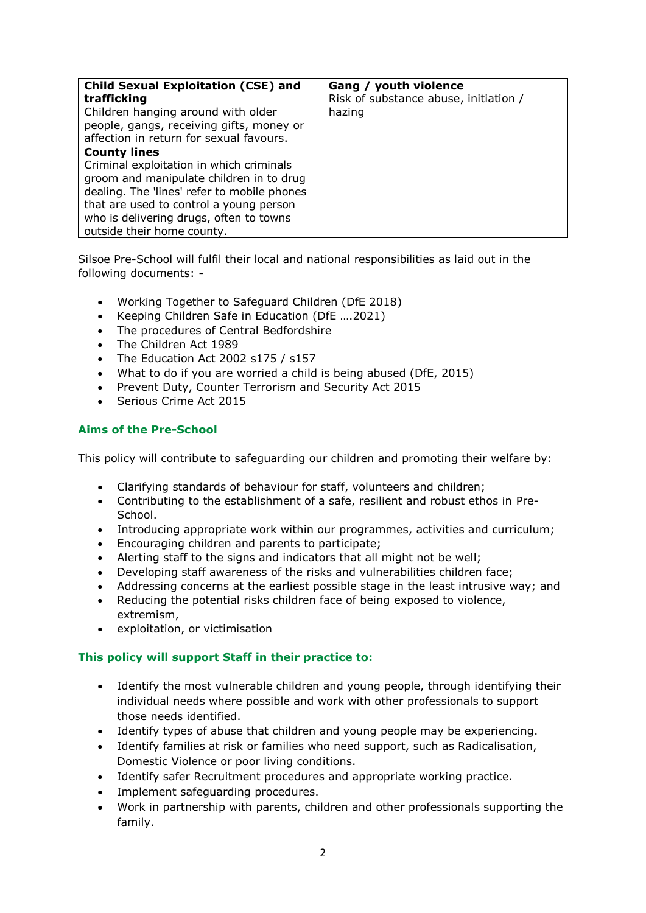| **Child Sexual Exploitation (CSE) and trafficking**<br>Children hanging around with older people, gangs, receiving gifts, money or affection in return for sexual favours. | **Gang / youth violence**<br>Risk of substance abuse, initiation / hazing |
|---|---|
| **County lines**<br>Criminal exploitation in which criminals groom and manipulate children in to drug dealing. The 'lines' refer to mobile phones that are used to control a young person who is delivering drugs, often to towns outside their home county. | |

Silsoe Pre-School will fulfil their local and national responsibilities as laid out in the following documents: -

- Working Together to Safeguard Children (DfE 2018)
- Keeping Children Safe in Education (DfE ….2021)
- The procedures of Central Bedfordshire
- The Children Act 1989
- The Education Act 2002 s175 / s157
- What to do if you are worried a child is being abused (DfE, 2015)
- Prevent Duty, Counter Terrorism and Security Act 2015
- Serious Crime Act 2015

### Aims of the Pre-School

This policy will contribute to safeguarding our children and promoting their welfare by:

- Clarifying standards of behaviour for staff, volunteers and children;
- Contributing to the establishment of a safe, resilient and robust ethos in Pre-School.
- Introducing appropriate work within our programmes, activities and curriculum;
- Encouraging children and parents to participate;
- Alerting staff to the signs and indicators that all might not be well;
- Developing staff awareness of the risks and vulnerabilities children face;
- Addressing concerns at the earliest possible stage in the least intrusive way; and
- Reducing the potential risks children face of being exposed to violence, extremism,
- exploitation, or victimisation

### This policy will support Staff in their practice to:

- Identify the most vulnerable children and young people, through identifying their individual needs where possible and work with other professionals to support those needs identified.
- Identify types of abuse that children and young people may be experiencing.
- Identify families at risk or families who need support, such as Radicalisation, Domestic Violence or poor living conditions.
- Identify safer Recruitment procedures and appropriate working practice.
- Implement safeguarding procedures.
- Work in partnership with parents, children and other professionals supporting the family.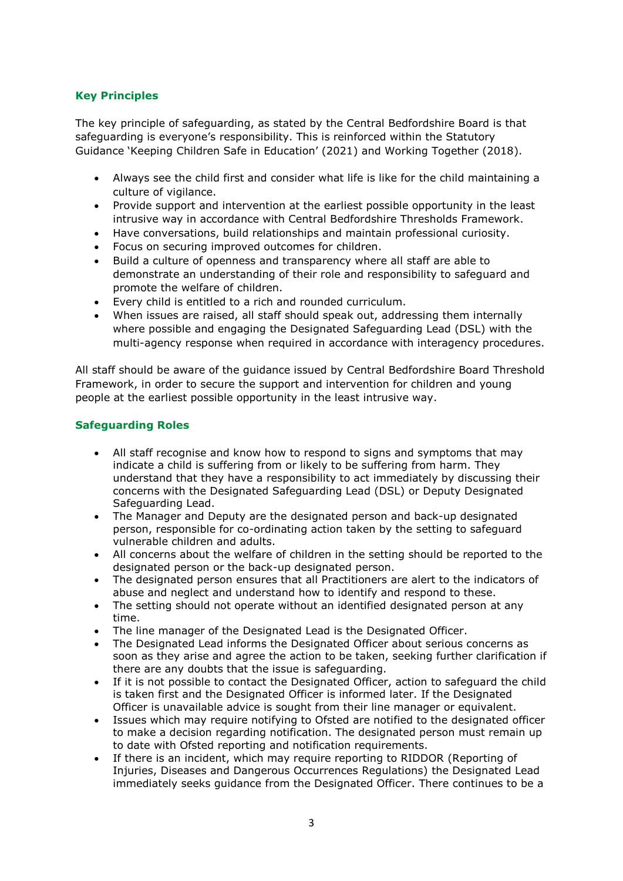## Key Principles

The key principle of safeguarding, as stated by the Central Bedfordshire Board is that safeguarding is everyone's responsibility. This is reinforced within the Statutory Guidance 'Keeping Children Safe in Education' (2021) and Working Together (2018).

- Always see the child first and consider what life is like for the child maintaining a culture of vigilance.
- Provide support and intervention at the earliest possible opportunity in the least intrusive way in accordance with Central Bedfordshire Thresholds Framework.
- Have conversations, build relationships and maintain professional curiosity.
- Focus on securing improved outcomes for children.
- Build a culture of openness and transparency where all staff are able to demonstrate an understanding of their role and responsibility to safeguard and promote the welfare of children.
- Every child is entitled to a rich and rounded curriculum.
- When issues are raised, all staff should speak out, addressing them internally where possible and engaging the Designated Safeguarding Lead (DSL) with the multi-agency response when required in accordance with interagency procedures.

All staff should be aware of the guidance issued by Central Bedfordshire Board Threshold Framework, in order to secure the support and intervention for children and young people at the earliest possible opportunity in the least intrusive way.

## Safeguarding Roles

- All staff recognise and know how to respond to signs and symptoms that may indicate a child is suffering from or likely to be suffering from harm. They understand that they have a responsibility to act immediately by discussing their concerns with the Designated Safeguarding Lead (DSL) or Deputy Designated Safeguarding Lead.
- The Manager and Deputy are the designated person and back-up designated person, responsible for co-ordinating action taken by the setting to safeguard vulnerable children and adults.
- All concerns about the welfare of children in the setting should be reported to the designated person or the back-up designated person.
- The designated person ensures that all Practitioners are alert to the indicators of abuse and neglect and understand how to identify and respond to these.
- The setting should not operate without an identified designated person at any time.
- The line manager of the Designated Lead is the Designated Officer.
- The Designated Lead informs the Designated Officer about serious concerns as soon as they arise and agree the action to be taken, seeking further clarification if there are any doubts that the issue is safeguarding.
- If it is not possible to contact the Designated Officer, action to safeguard the child is taken first and the Designated Officer is informed later. If the Designated Officer is unavailable advice is sought from their line manager or equivalent.
- Issues which may require notifying to Ofsted are notified to the designated officer to make a decision regarding notification. The designated person must remain up to date with Ofsted reporting and notification requirements.
- If there is an incident, which may require reporting to RIDDOR (Reporting of Injuries, Diseases and Dangerous Occurrences Regulations) the Designated Lead immediately seeks guidance from the Designated Officer. There continues to be a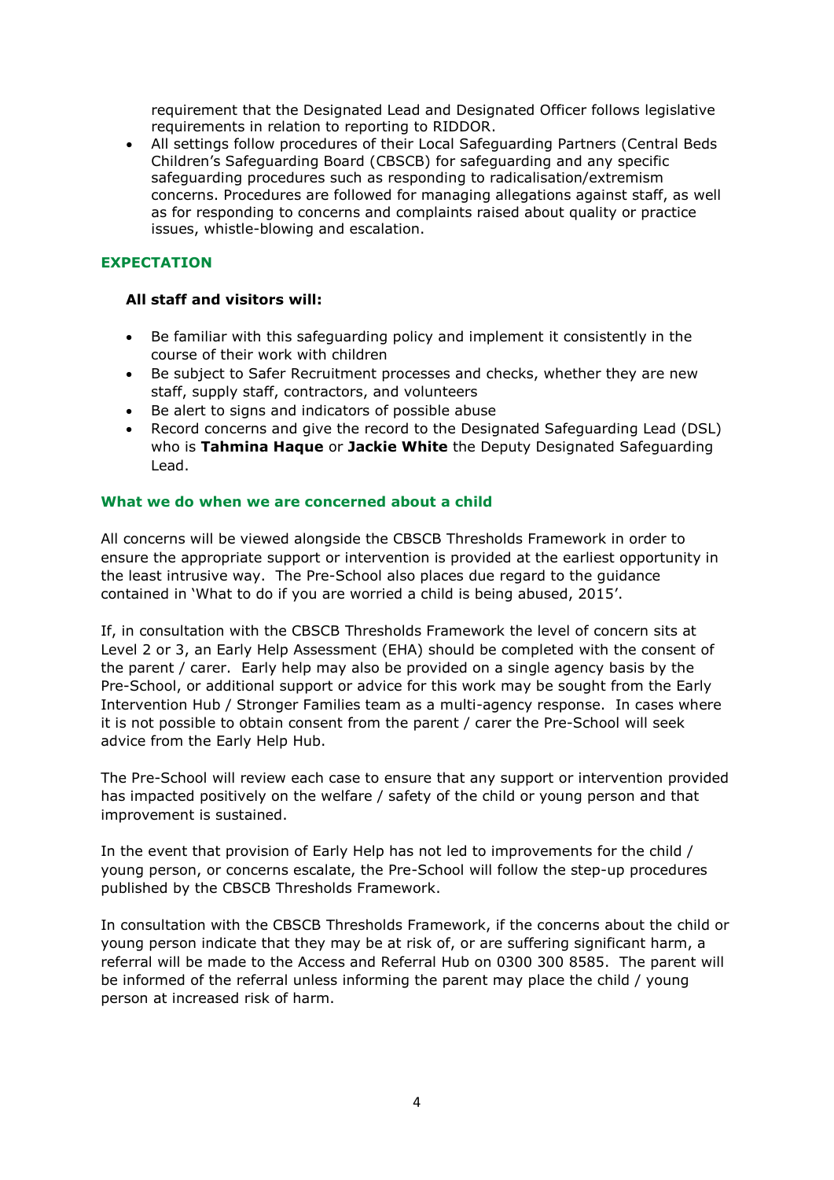requirement that the Designated Lead and Designated Officer follows legislative requirements in relation to reporting to RIDDOR.
- All settings follow procedures of their Local Safeguarding Partners (Central Beds Children's Safeguarding Board (CBSCB) for safeguarding and any specific safeguarding procedures such as responding to radicalisation/extremism concerns. Procedures are followed for managing allegations against staff, as well as for responding to concerns and complaints raised about quality or practice issues, whistle-blowing and escalation.

## EXPECTATION

**All staff and visitors will:**

- Be familiar with this safeguarding policy and implement it consistently in the course of their work with children
- Be subject to Safer Recruitment processes and checks, whether they are new staff, supply staff, contractors, and volunteers
- Be alert to signs and indicators of possible abuse
- Record concerns and give the record to the Designated Safeguarding Lead (DSL) who is **Tahmina Haque** or **Jackie White** the Deputy Designated Safeguarding Lead.

### What we do when we are concerned about a child

All concerns will be viewed alongside the CBSCB Thresholds Framework in order to ensure the appropriate support or intervention is provided at the earliest opportunity in the least intrusive way. The Pre-School also places due regard to the guidance contained in 'What to do if you are worried a child is being abused, 2015'.

If, in consultation with the CBSCB Thresholds Framework the level of concern sits at Level 2 or 3, an Early Help Assessment (EHA) should be completed with the consent of the parent / carer. Early help may also be provided on a single agency basis by the Pre-School, or additional support or advice for this work may be sought from the Early Intervention Hub / Stronger Families team as a multi-agency response. In cases where it is not possible to obtain consent from the parent / carer the Pre-School will seek advice from the Early Help Hub.

The Pre-School will review each case to ensure that any support or intervention provided has impacted positively on the welfare / safety of the child or young person and that improvement is sustained.

In the event that provision of Early Help has not led to improvements for the child / young person, or concerns escalate, the Pre-School will follow the step-up procedures published by the CBSCB Thresholds Framework.

In consultation with the CBSCB Thresholds Framework, if the concerns about the child or young person indicate that they may be at risk of, or are suffering significant harm, a referral will be made to the Access and Referral Hub on 0300 300 8585. The parent will be informed of the referral unless informing the parent may place the child / young person at increased risk of harm.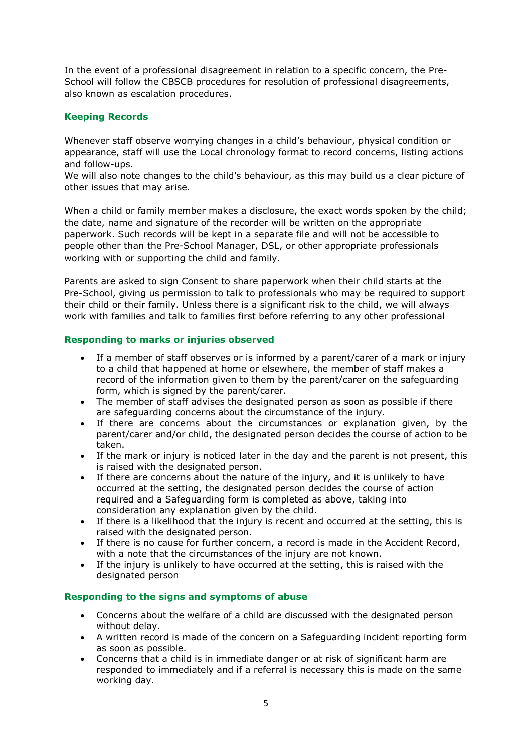In the event of a professional disagreement in relation to a specific concern, the Pre-School will follow the CBSCB procedures for resolution of professional disagreements, also known as escalation procedures.

### Keeping Records

Whenever staff observe worrying changes in a child's behaviour, physical condition or appearance, staff will use the Local chronology format to record concerns, listing actions and follow-ups.
We will also note changes to the child's behaviour, as this may build us a clear picture of other issues that may arise.

When a child or family member makes a disclosure, the exact words spoken by the child; the date, name and signature of the recorder will be written on the appropriate paperwork. Such records will be kept in a separate file and will not be accessible to people other than the Pre-School Manager, DSL, or other appropriate professionals working with or supporting the child and family.

Parents are asked to sign Consent to share paperwork when their child starts at the Pre-School, giving us permission to talk to professionals who may be required to support their child or their family. Unless there is a significant risk to the child, we will always work with families and talk to families first before referring to any other professional

### Responding to marks or injuries observed

- If a member of staff observes or is informed by a parent/carer of a mark or injury to a child that happened at home or elsewhere, the member of staff makes a record of the information given to them by the parent/carer on the safeguarding form, which is signed by the parent/carer.
- The member of staff advises the designated person as soon as possible if there are safeguarding concerns about the circumstance of the injury.
- If there are concerns about the circumstances or explanation given, by the parent/carer and/or child, the designated person decides the course of action to be taken.
- If the mark or injury is noticed later in the day and the parent is not present, this is raised with the designated person.
- If there are concerns about the nature of the injury, and it is unlikely to have occurred at the setting, the designated person decides the course of action required and a Safeguarding form is completed as above, taking into consideration any explanation given by the child.
- If there is a likelihood that the injury is recent and occurred at the setting, this is raised with the designated person.
- If there is no cause for further concern, a record is made in the Accident Record, with a note that the circumstances of the injury are not known.
- If the injury is unlikely to have occurred at the setting, this is raised with the designated person

### Responding to the signs and symptoms of abuse

- Concerns about the welfare of a child are discussed with the designated person without delay.
- A written record is made of the concern on a Safeguarding incident reporting form as soon as possible.
- Concerns that a child is in immediate danger or at risk of significant harm are responded to immediately and if a referral is necessary this is made on the same working day.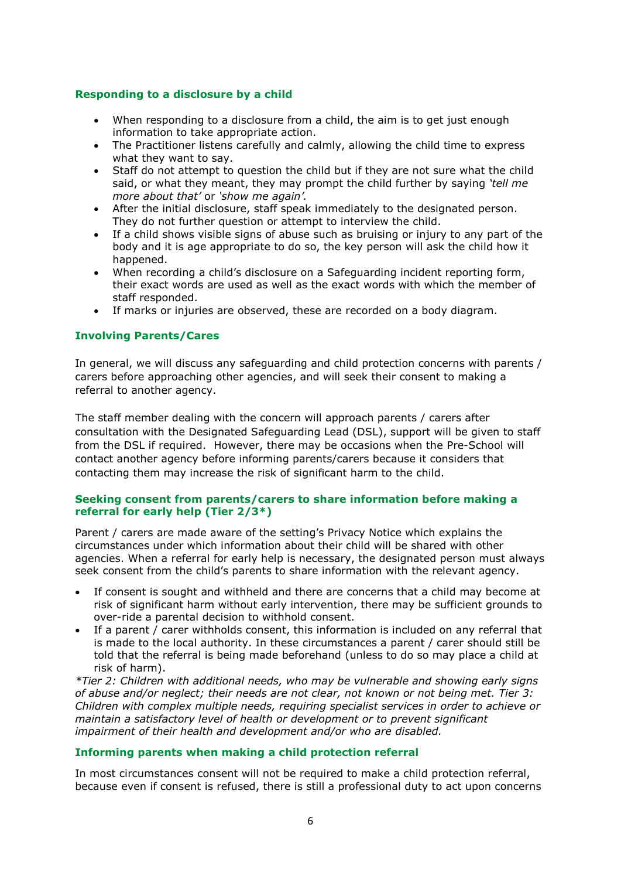### Responding to a disclosure by a child

- When responding to a disclosure from a child, the aim is to get just enough information to take appropriate action.
- The Practitioner listens carefully and calmly, allowing the child time to express what they want to say.
- Staff do not attempt to question the child but if they are not sure what the child said, or what they meant, they may prompt the child further by saying *'tell me more about that'* or *'show me again'.*
- After the initial disclosure, staff speak immediately to the designated person. They do not further question or attempt to interview the child.
- If a child shows visible signs of abuse such as bruising or injury to any part of the body and it is age appropriate to do so, the key person will ask the child how it happened.
- When recording a child's disclosure on a Safeguarding incident reporting form, their exact words are used as well as the exact words with which the member of staff responded.
- If marks or injuries are observed, these are recorded on a body diagram.

### Involving Parents/Cares

In general, we will discuss any safeguarding and child protection concerns with parents / carers before approaching other agencies, and will seek their consent to making a referral to another agency.

The staff member dealing with the concern will approach parents / carers after consultation with the Designated Safeguarding Lead (DSL), support will be given to staff from the DSL if required. However, there may be occasions when the Pre-School will contact another agency before informing parents/carers because it considers that contacting them may increase the risk of significant harm to the child.

### Seeking consent from parents/carers to share information before making a referral for early help (Tier 2/3*)

Parent / carers are made aware of the setting's Privacy Notice which explains the circumstances under which information about their child will be shared with other agencies. When a referral for early help is necessary, the designated person must always seek consent from the child's parents to share information with the relevant agency.

- If consent is sought and withheld and there are concerns that a child may become at risk of significant harm without early intervention, there may be sufficient grounds to over-ride a parental decision to withhold consent.
- If a parent / carer withholds consent, this information is included on any referral that is made to the local authority. In these circumstances a parent / carer should still be told that the referral is being made beforehand (unless to do so may place a child at risk of harm).

*\*Tier 2: Children with additional needs, who may be vulnerable and showing early signs of abuse and/or neglect; their needs are not clear, not known or not being met. Tier 3: Children with complex multiple needs, requiring specialist services in order to achieve or maintain a satisfactory level of health or development or to prevent significant impairment of their health and development and/or who are disabled.*

### Informing parents when making a child protection referral

In most circumstances consent will not be required to make a child protection referral, because even if consent is refused, there is still a professional duty to act upon concerns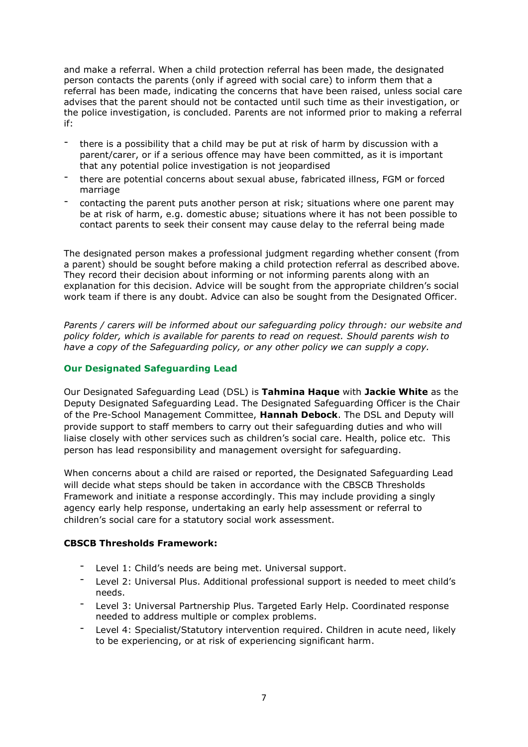and make a referral. When a child protection referral has been made, the designated person contacts the parents (only if agreed with social care) to inform them that a referral has been made, indicating the concerns that have been raised, unless social care advises that the parent should not be contacted until such time as their investigation, or the police investigation, is concluded. Parents are not informed prior to making a referral if:

- there is a possibility that a child may be put at risk of harm by discussion with a parent/carer, or if a serious offence may have been committed, as it is important that any potential police investigation is not jeopardised
- there are potential concerns about sexual abuse, fabricated illness, FGM or forced marriage
- contacting the parent puts another person at risk; situations where one parent may be at risk of harm, e.g. domestic abuse; situations where it has not been possible to contact parents to seek their consent may cause delay to the referral being made

The designated person makes a professional judgment regarding whether consent (from a parent) should be sought before making a child protection referral as described above. They record their decision about informing or not informing parents along with an explanation for this decision. Advice will be sought from the appropriate children's social work team if there is any doubt. Advice can also be sought from the Designated Officer.

*Parents / carers will be informed about our safeguarding policy through: our website and policy folder, which is available for parents to read on request. Should parents wish to have a copy of the Safeguarding policy, or any other policy we can supply a copy.*

### Our Designated Safeguarding Lead

Our Designated Safeguarding Lead (DSL) is **Tahmina Haque** with **Jackie White** as the Deputy Designated Safeguarding Lead. The Designated Safeguarding Officer is the Chair of the Pre-School Management Committee, **Hannah Debock**. The DSL and Deputy will provide support to staff members to carry out their safeguarding duties and who will liaise closely with other services such as children's social care. Health, police etc. This person has lead responsibility and management oversight for safeguarding.

When concerns about a child are raised or reported, the Designated Safeguarding Lead will decide what steps should be taken in accordance with the CBSCB Thresholds Framework and initiate a response accordingly. This may include providing a singly agency early help response, undertaking an early help assessment or referral to children's social care for a statutory social work assessment.

**CBSCB Thresholds Framework:**

- Level 1: Child's needs are being met. Universal support.
- Level 2: Universal Plus. Additional professional support is needed to meet child's needs.
- Level 3: Universal Partnership Plus. Targeted Early Help. Coordinated response needed to address multiple or complex problems.
- Level 4: Specialist/Statutory intervention required. Children in acute need, likely to be experiencing, or at risk of experiencing significant harm.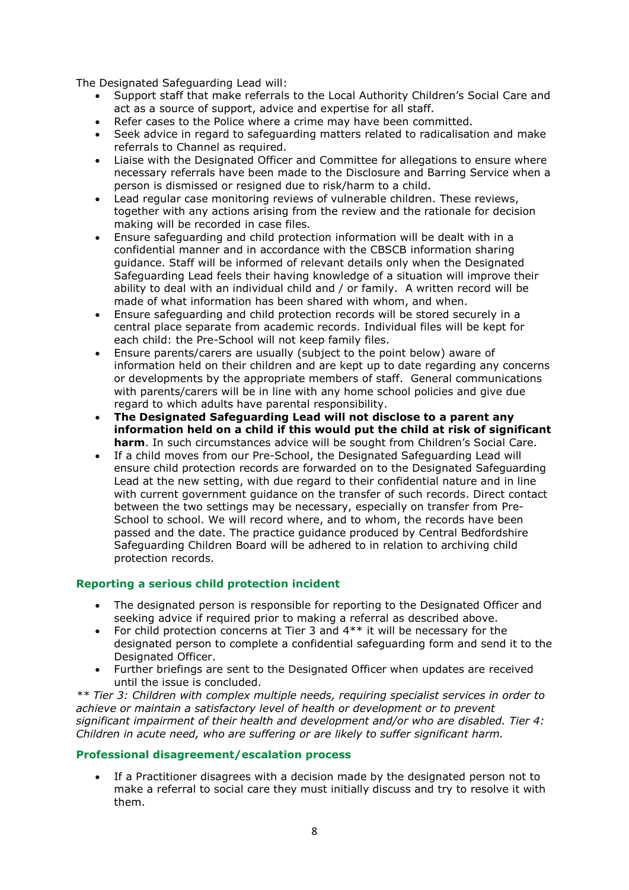The Designated Safeguarding Lead will:

- Support staff that make referrals to the Local Authority Children's Social Care and act as a source of support, advice and expertise for all staff.
- Refer cases to the Police where a crime may have been committed.
- Seek advice in regard to safeguarding matters related to radicalisation and make referrals to Channel as required.
- Liaise with the Designated Officer and Committee for allegations to ensure where necessary referrals have been made to the Disclosure and Barring Service when a person is dismissed or resigned due to risk/harm to a child.
- Lead regular case monitoring reviews of vulnerable children. These reviews, together with any actions arising from the review and the rationale for decision making will be recorded in case files.
- Ensure safeguarding and child protection information will be dealt with in a confidential manner and in accordance with the CBSCB information sharing guidance. Staff will be informed of relevant details only when the Designated Safeguarding Lead feels their having knowledge of a situation will improve their ability to deal with an individual child and / or family. A written record will be made of what information has been shared with whom, and when.
- Ensure safeguarding and child protection records will be stored securely in a central place separate from academic records. Individual files will be kept for each child: the Pre-School will not keep family files.
- Ensure parents/carers are usually (subject to the point below) aware of information held on their children and are kept up to date regarding any concerns or developments by the appropriate members of staff. General communications with parents/carers will be in line with any home school policies and give due regard to which adults have parental responsibility.
- **The Designated Safeguarding Lead will not disclose to a parent any information held on a child if this would put the child at risk of significant harm**. In such circumstances advice will be sought from Children's Social Care.
- If a child moves from our Pre-School, the Designated Safeguarding Lead will ensure child protection records are forwarded on to the Designated Safeguarding Lead at the new setting, with due regard to their confidential nature and in line with current government guidance on the transfer of such records. Direct contact between the two settings may be necessary, especially on transfer from Pre-School to school. We will record where, and to whom, the records have been passed and the date. The practice guidance produced by Central Bedfordshire Safeguarding Children Board will be adhered to in relation to archiving child protection records.

## Reporting a serious child protection incident

- The designated person is responsible for reporting to the Designated Officer and seeking advice if required prior to making a referral as described above.
- For child protection concerns at Tier 3 and 4** it will be necessary for the designated person to complete a confidential safeguarding form and send it to the Designated Officer.
- Further briefings are sent to the Designated Officer when updates are received until the issue is concluded.

*** Tier 3: Children with complex multiple needs, requiring specialist services in order to achieve or maintain a satisfactory level of health or development or to prevent significant impairment of their health and development and/or who are disabled. Tier 4: Children in acute need, who are suffering or are likely to suffer significant harm.*

## Professional disagreement/escalation process

- If a Practitioner disagrees with a decision made by the designated person not to make a referral to social care they must initially discuss and try to resolve it with them.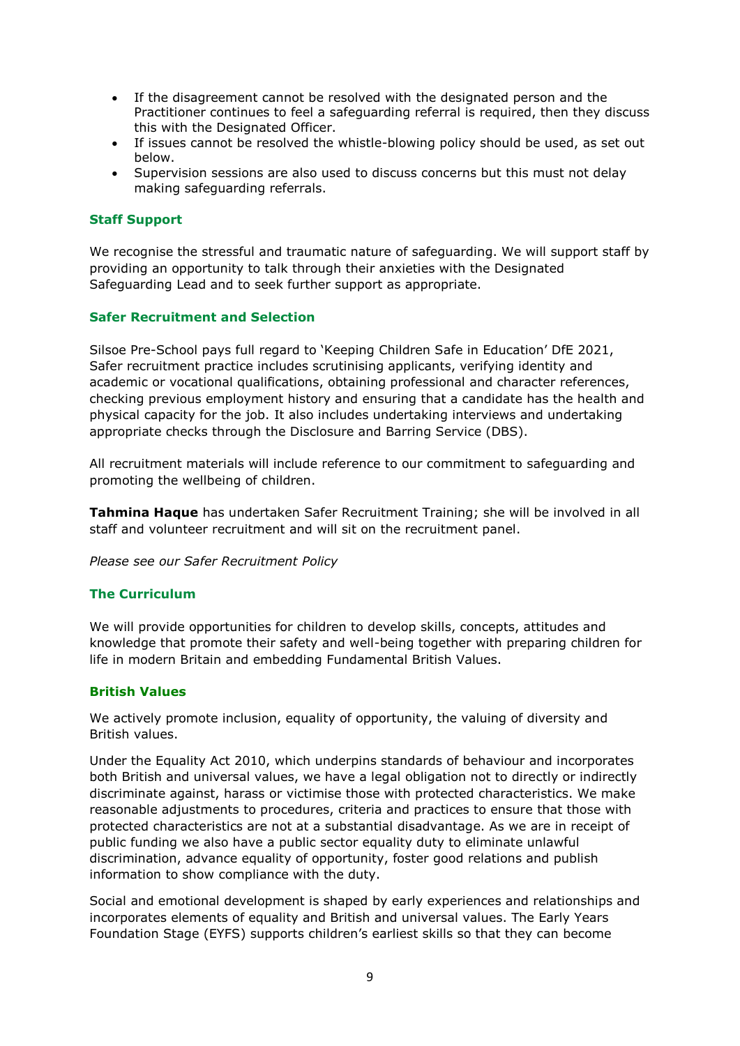- If the disagreement cannot be resolved with the designated person and the Practitioner continues to feel a safeguarding referral is required, then they discuss this with the Designated Officer.
- If issues cannot be resolved the whistle-blowing policy should be used, as set out below.
- Supervision sessions are also used to discuss concerns but this must not delay making safeguarding referrals.

### Staff Support

We recognise the stressful and traumatic nature of safeguarding. We will support staff by providing an opportunity to talk through their anxieties with the Designated Safeguarding Lead and to seek further support as appropriate.

### Safer Recruitment and Selection

Silsoe Pre-School pays full regard to 'Keeping Children Safe in Education' DfE 2021, Safer recruitment practice includes scrutinising applicants, verifying identity and academic or vocational qualifications, obtaining professional and character references, checking previous employment history and ensuring that a candidate has the health and physical capacity for the job. It also includes undertaking interviews and undertaking appropriate checks through the Disclosure and Barring Service (DBS).

All recruitment materials will include reference to our commitment to safeguarding and promoting the wellbeing of children.

**Tahmina Haque** has undertaken Safer Recruitment Training; she will be involved in all staff and volunteer recruitment and will sit on the recruitment panel.

*Please see our Safer Recruitment Policy*

### The Curriculum

We will provide opportunities for children to develop skills, concepts, attitudes and knowledge that promote their safety and well-being together with preparing children for life in modern Britain and embedding Fundamental British Values.

### British Values

We actively promote inclusion, equality of opportunity, the valuing of diversity and British values.

Under the Equality Act 2010, which underpins standards of behaviour and incorporates both British and universal values, we have a legal obligation not to directly or indirectly discriminate against, harass or victimise those with protected characteristics. We make reasonable adjustments to procedures, criteria and practices to ensure that those with protected characteristics are not at a substantial disadvantage. As we are in receipt of public funding we also have a public sector equality duty to eliminate unlawful discrimination, advance equality of opportunity, foster good relations and publish information to show compliance with the duty.

Social and emotional development is shaped by early experiences and relationships and incorporates elements of equality and British and universal values. The Early Years Foundation Stage (EYFS) supports children's earliest skills so that they can become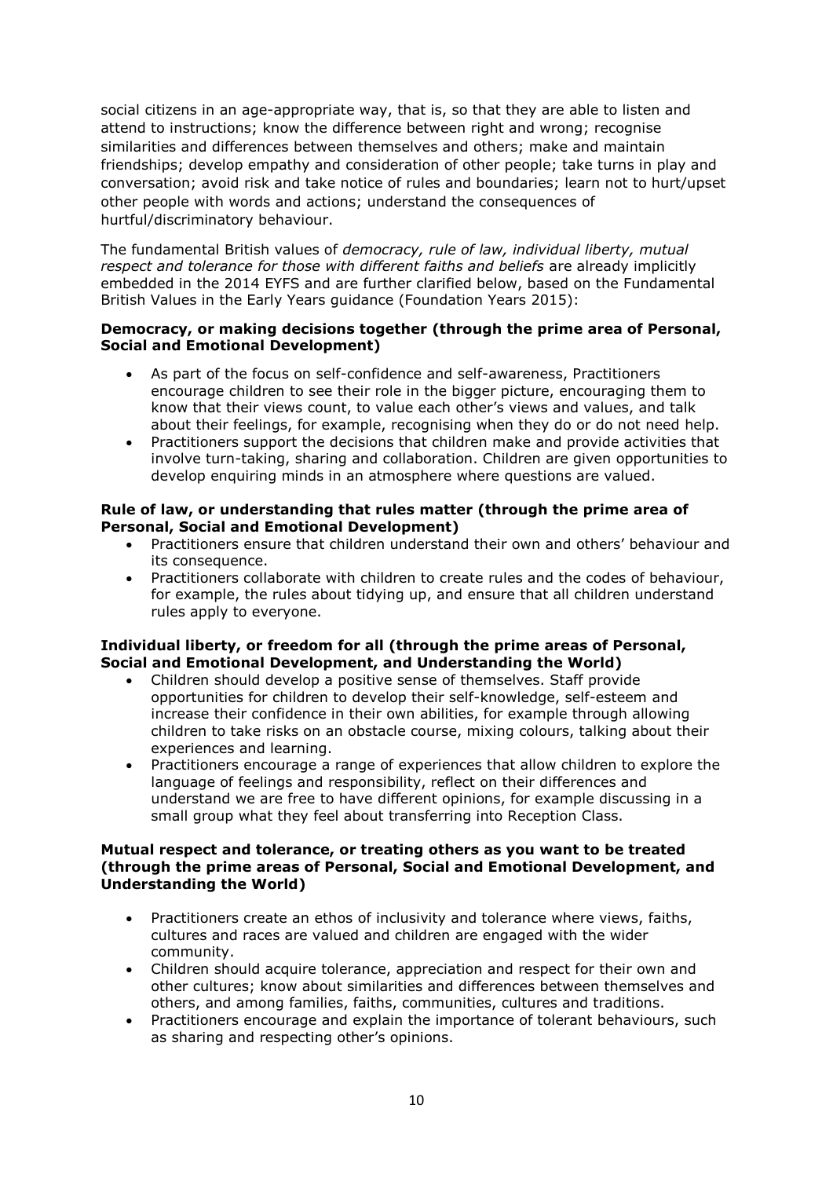social citizens in an age-appropriate way, that is, so that they are able to listen and attend to instructions; know the difference between right and wrong; recognise similarities and differences between themselves and others; make and maintain friendships; develop empathy and consideration of other people; take turns in play and conversation; avoid risk and take notice of rules and boundaries; learn not to hurt/upset other people with words and actions; understand the consequences of hurtful/discriminatory behaviour.

The fundamental British values of *democracy, rule of law, individual liberty, mutual respect and tolerance for those with different faiths and beliefs* are already implicitly embedded in the 2014 EYFS and are further clarified below, based on the Fundamental British Values in the Early Years guidance (Foundation Years 2015):

**Democracy, or making decisions together (through the prime area of Personal, Social and Emotional Development)**

- As part of the focus on self-confidence and self-awareness, Practitioners encourage children to see their role in the bigger picture, encouraging them to know that their views count, to value each other's views and values, and talk about their feelings, for example, recognising when they do or do not need help.
- Practitioners support the decisions that children make and provide activities that involve turn-taking, sharing and collaboration. Children are given opportunities to develop enquiring minds in an atmosphere where questions are valued.

**Rule of law, or understanding that rules matter (through the prime area of Personal, Social and Emotional Development)**

- Practitioners ensure that children understand their own and others' behaviour and its consequence.
- Practitioners collaborate with children to create rules and the codes of behaviour, for example, the rules about tidying up, and ensure that all children understand rules apply to everyone.

**Individual liberty, or freedom for all (through the prime areas of Personal, Social and Emotional Development, and Understanding the World)**

- Children should develop a positive sense of themselves. Staff provide opportunities for children to develop their self-knowledge, self-esteem and increase their confidence in their own abilities, for example through allowing children to take risks on an obstacle course, mixing colours, talking about their experiences and learning.
- Practitioners encourage a range of experiences that allow children to explore the language of feelings and responsibility, reflect on their differences and understand we are free to have different opinions, for example discussing in a small group what they feel about transferring into Reception Class.

**Mutual respect and tolerance, or treating others as you want to be treated (through the prime areas of Personal, Social and Emotional Development, and Understanding the World)**

- Practitioners create an ethos of inclusivity and tolerance where views, faiths, cultures and races are valued and children are engaged with the wider community.
- Children should acquire tolerance, appreciation and respect for their own and other cultures; know about similarities and differences between themselves and others, and among families, faiths, communities, cultures and traditions.
- Practitioners encourage and explain the importance of tolerant behaviours, such as sharing and respecting other's opinions.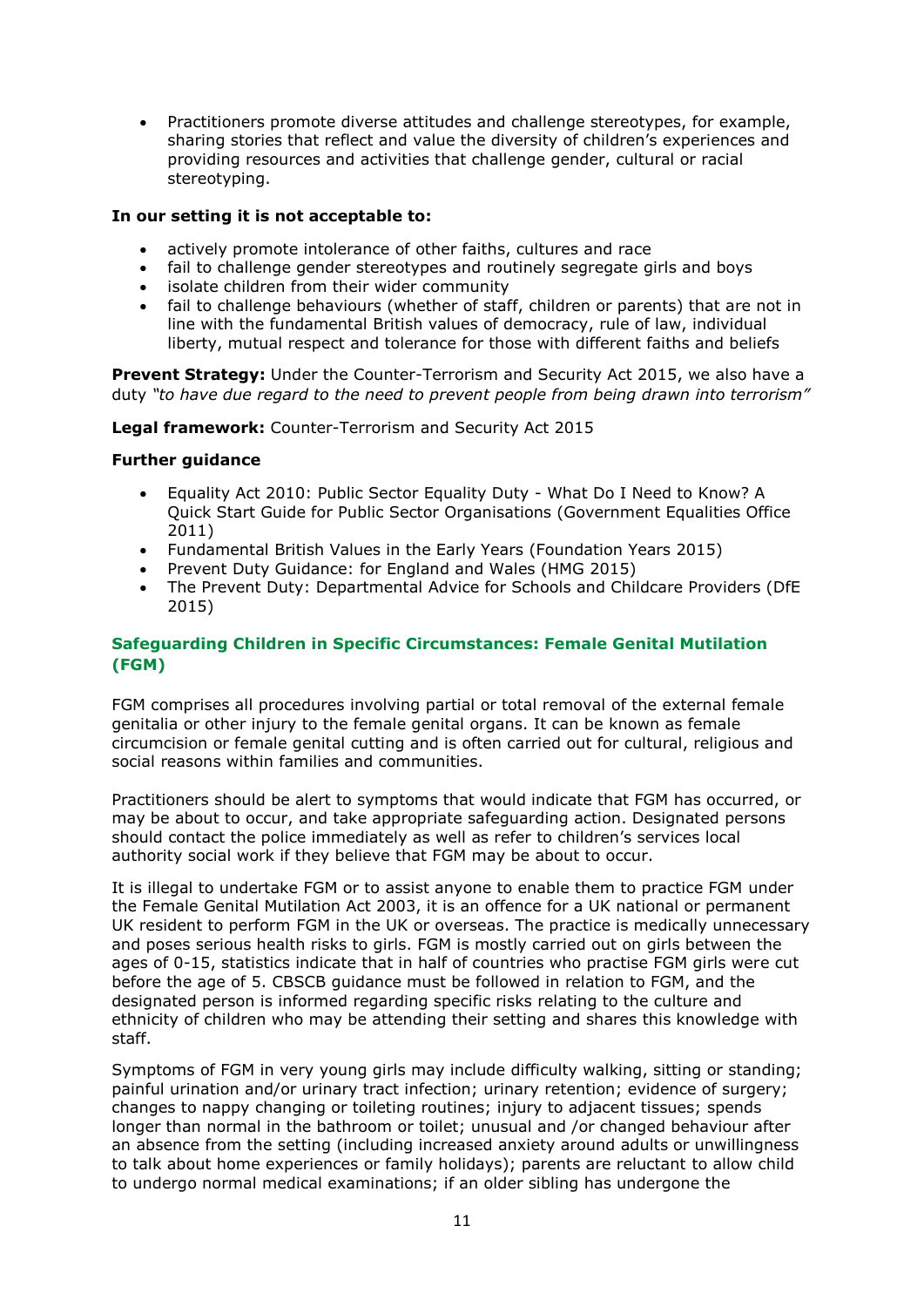- Practitioners promote diverse attitudes and challenge stereotypes, for example, sharing stories that reflect and value the diversity of children's experiences and providing resources and activities that challenge gender, cultural or racial stereotyping.

**In our setting it is not acceptable to:**

- actively promote intolerance of other faiths, cultures and race
- fail to challenge gender stereotypes and routinely segregate girls and boys
- isolate children from their wider community
- fail to challenge behaviours (whether of staff, children or parents) that are not in line with the fundamental British values of democracy, rule of law, individual liberty, mutual respect and tolerance for those with different faiths and beliefs

**Prevent Strategy:** Under the Counter-Terrorism and Security Act 2015, we also have a duty *"to have due regard to the need to prevent people from being drawn into terrorism"*

**Legal framework:** Counter-Terrorism and Security Act 2015

**Further guidance**

- Equality Act 2010: Public Sector Equality Duty - What Do I Need to Know? A Quick Start Guide for Public Sector Organisations (Government Equalities Office 2011)
- Fundamental British Values in the Early Years (Foundation Years 2015)
- Prevent Duty Guidance: for England and Wales (HMG 2015)
- The Prevent Duty: Departmental Advice for Schools and Childcare Providers (DfE 2015)

## Safeguarding Children in Specific Circumstances: Female Genital Mutilation (FGM)

FGM comprises all procedures involving partial or total removal of the external female genitalia or other injury to the female genital organs. It can be known as female circumcision or female genital cutting and is often carried out for cultural, religious and social reasons within families and communities.

Practitioners should be alert to symptoms that would indicate that FGM has occurred, or may be about to occur, and take appropriate safeguarding action. Designated persons should contact the police immediately as well as refer to children's services local authority social work if they believe that FGM may be about to occur.

It is illegal to undertake FGM or to assist anyone to enable them to practice FGM under the Female Genital Mutilation Act 2003, it is an offence for a UK national or permanent UK resident to perform FGM in the UK or overseas. The practice is medically unnecessary and poses serious health risks to girls. FGM is mostly carried out on girls between the ages of 0-15, statistics indicate that in half of countries who practise FGM girls were cut before the age of 5. CBSCB guidance must be followed in relation to FGM, and the designated person is informed regarding specific risks relating to the culture and ethnicity of children who may be attending their setting and shares this knowledge with staff.

Symptoms of FGM in very young girls may include difficulty walking, sitting or standing; painful urination and/or urinary tract infection; urinary retention; evidence of surgery; changes to nappy changing or toileting routines; injury to adjacent tissues; spends longer than normal in the bathroom or toilet; unusual and /or changed behaviour after an absence from the setting (including increased anxiety around adults or unwillingness to talk about home experiences or family holidays); parents are reluctant to allow child to undergo normal medical examinations; if an older sibling has undergone the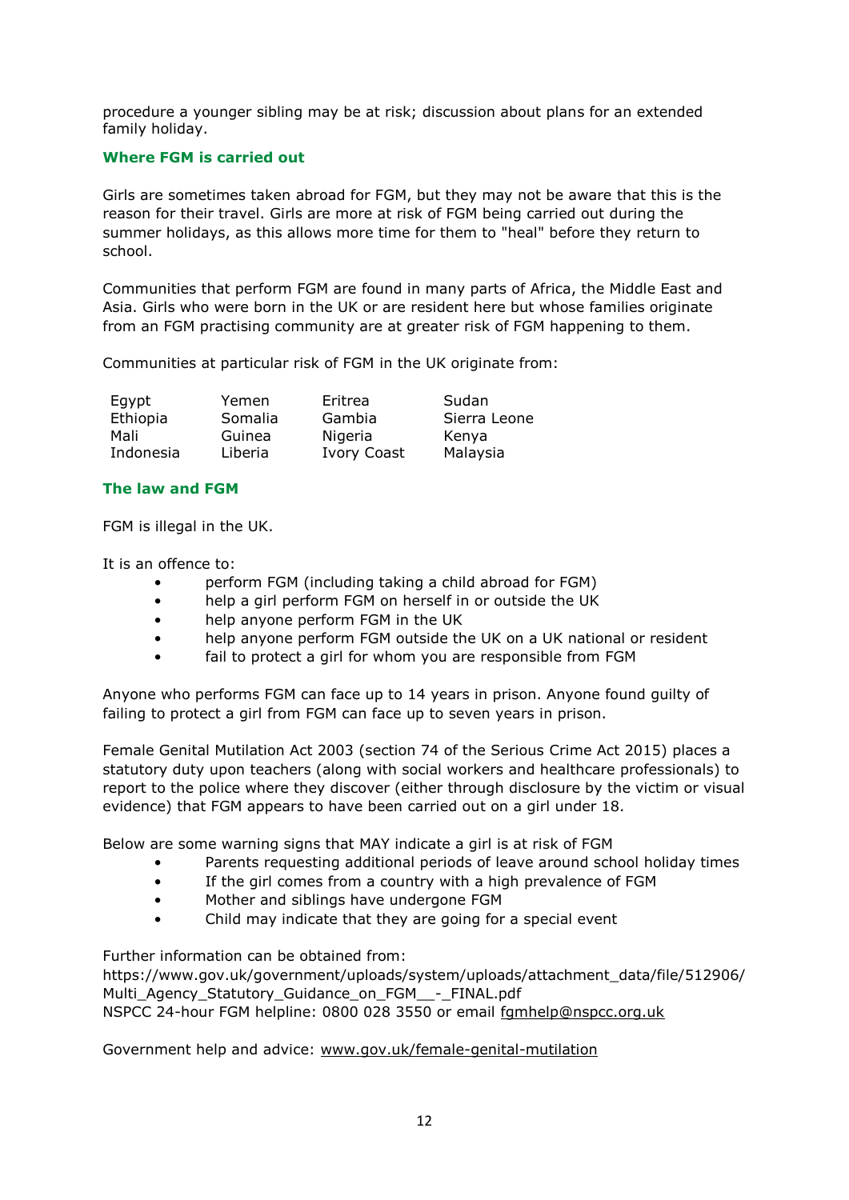procedure a younger sibling may be at risk; discussion about plans for an extended family holiday.

### Where FGM is carried out

Girls are sometimes taken abroad for FGM, but they may not be aware that this is the reason for their travel. Girls are more at risk of FGM being carried out during the summer holidays, as this allows more time for them to "heal" before they return to school.

Communities that perform FGM are found in many parts of Africa, the Middle East and Asia. Girls who were born in the UK or are resident here but whose families originate from an FGM practising community are at greater risk of FGM happening to them.

Communities at particular risk of FGM in the UK originate from:

| | | | |
|---|---|---|---|
| Egypt | Yemen | Eritrea | Sudan |
| Ethiopia | Somalia | Gambia | Sierra Leone |
| Mali | Guinea | Nigeria | Kenya |
| Indonesia | Liberia | Ivory Coast | Malaysia |

### The law and FGM

FGM is illegal in the UK.

It is an offence to:

- perform FGM (including taking a child abroad for FGM)
- help a girl perform FGM on herself in or outside the UK
- help anyone perform FGM in the UK
- help anyone perform FGM outside the UK on a UK national or resident
- fail to protect a girl for whom you are responsible from FGM

Anyone who performs FGM can face up to 14 years in prison. Anyone found guilty of failing to protect a girl from FGM can face up to seven years in prison.

Female Genital Mutilation Act 2003 (section 74 of the Serious Crime Act 2015) places a statutory duty upon teachers (along with social workers and healthcare professionals) to report to the police where they discover (either through disclosure by the victim or visual evidence) that FGM appears to have been carried out on a girl under 18.

Below are some warning signs that MAY indicate a girl is at risk of FGM

- Parents requesting additional periods of leave around school holiday times
- If the girl comes from a country with a high prevalence of FGM
- Mother and siblings have undergone FGM
- Child may indicate that they are going for a special event

Further information can be obtained from:
https://www.gov.uk/government/uploads/system/uploads/attachment_data/file/512906/Multi_Agency_Statutory_Guidance_on_FGM__-_FINAL.pdf
NSPCC 24-hour FGM helpline: 0800 028 3550 or email fgmhelp@nspcc.org.uk

Government help and advice: www.gov.uk/female-genital-mutilation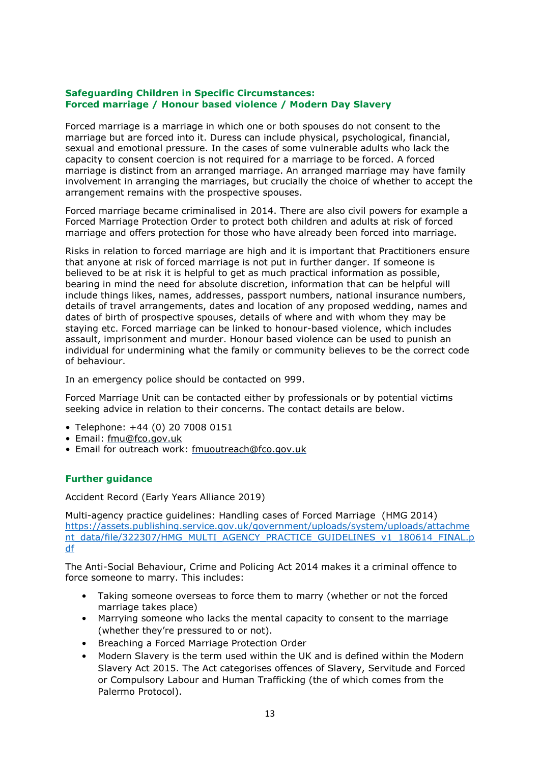## Safeguarding Children in Specific Circumstances: Forced marriage / Honour based violence / Modern Day Slavery

Forced marriage is a marriage in which one or both spouses do not consent to the marriage but are forced into it. Duress can include physical, psychological, financial, sexual and emotional pressure. In the cases of some vulnerable adults who lack the capacity to consent coercion is not required for a marriage to be forced. A forced marriage is distinct from an arranged marriage. An arranged marriage may have family involvement in arranging the marriages, but crucially the choice of whether to accept the arrangement remains with the prospective spouses.

Forced marriage became criminalised in 2014. There are also civil powers for example a Forced Marriage Protection Order to protect both children and adults at risk of forced marriage and offers protection for those who have already been forced into marriage.

Risks in relation to forced marriage are high and it is important that Practitioners ensure that anyone at risk of forced marriage is not put in further danger. If someone is believed to be at risk it is helpful to get as much practical information as possible, bearing in mind the need for absolute discretion, information that can be helpful will include things likes, names, addresses, passport numbers, national insurance numbers, details of travel arrangements, dates and location of any proposed wedding, names and dates of birth of prospective spouses, details of where and with whom they may be staying etc. Forced marriage can be linked to honour-based violence, which includes assault, imprisonment and murder. Honour based violence can be used to punish an individual for undermining what the family or community believes to be the correct code of behaviour.

In an emergency police should be contacted on 999.

Forced Marriage Unit can be contacted either by professionals or by potential victims seeking advice in relation to their concerns. The contact details are below.

- Telephone: +44 (0) 20 7008 0151
- Email: fmu@fco.gov.uk
- Email for outreach work: fmuoutreach@fco.gov.uk

### Further guidance

Accident Record (Early Years Alliance 2019)

Multi-agency practice guidelines: Handling cases of Forced Marriage (HMG 2014) https://assets.publishing.service.gov.uk/government/uploads/system/uploads/attachment_data/file/322307/HMG_MULTI_AGENCY_PRACTICE_GUIDELINES_v1_180614_FINAL.pdf

The Anti-Social Behaviour, Crime and Policing Act 2014 makes it a criminal offence to force someone to marry. This includes:

- Taking someone overseas to force them to marry (whether or not the forced marriage takes place)
- Marrying someone who lacks the mental capacity to consent to the marriage (whether they're pressured to or not).
- Breaching a Forced Marriage Protection Order
- Modern Slavery is the term used within the UK and is defined within the Modern Slavery Act 2015. The Act categorises offences of Slavery, Servitude and Forced or Compulsory Labour and Human Trafficking (the of which comes from the Palermo Protocol).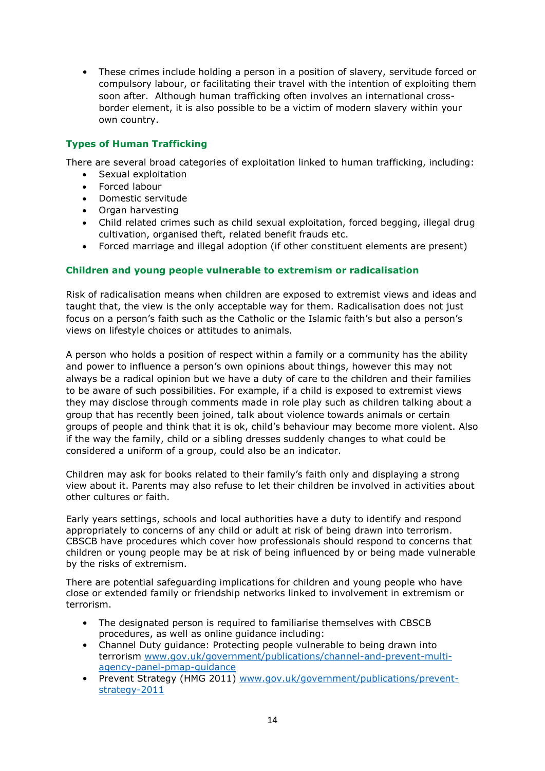- These crimes include holding a person in a position of slavery, servitude forced or compulsory labour, or facilitating their travel with the intention of exploiting them soon after. Although human trafficking often involves an international cross-border element, it is also possible to be a victim of modern slavery within your own country.

### Types of Human Trafficking

There are several broad categories of exploitation linked to human trafficking, including:

- Sexual exploitation
- Forced labour
- Domestic servitude
- Organ harvesting
- Child related crimes such as child sexual exploitation, forced begging, illegal drug cultivation, organised theft, related benefit frauds etc.
- Forced marriage and illegal adoption (if other constituent elements are present)

### Children and young people vulnerable to extremism or radicalisation

Risk of radicalisation means when children are exposed to extremist views and ideas and taught that, the view is the only acceptable way for them. Radicalisation does not just focus on a person's faith such as the Catholic or the Islamic faith's but also a person's views on lifestyle choices or attitudes to animals.

A person who holds a position of respect within a family or a community has the ability and power to influence a person's own opinions about things, however this may not always be a radical opinion but we have a duty of care to the children and their families to be aware of such possibilities. For example, if a child is exposed to extremist views they may disclose through comments made in role play such as children talking about a group that has recently been joined, talk about violence towards animals or certain groups of people and think that it is ok, child's behaviour may become more violent. Also if the way the family, child or a sibling dresses suddenly changes to what could be considered a uniform of a group, could also be an indicator.

Children may ask for books related to their family's faith only and displaying a strong view about it. Parents may also refuse to let their children be involved in activities about other cultures or faith.

Early years settings, schools and local authorities have a duty to identify and respond appropriately to concerns of any child or adult at risk of being drawn into terrorism. CBSCB have procedures which cover how professionals should respond to concerns that children or young people may be at risk of being influenced by or being made vulnerable by the risks of extremism.

There are potential safeguarding implications for children and young people who have close or extended family or friendship networks linked to involvement in extremism or terrorism.

- The designated person is required to familiarise themselves with CBSCB procedures, as well as online guidance including:
- Channel Duty guidance: Protecting people vulnerable to being drawn into terrorism www.gov.uk/government/publications/channel-and-prevent-multi-agency-panel-pmap-guidance
- Prevent Strategy (HMG 2011) www.gov.uk/government/publications/prevent-strategy-2011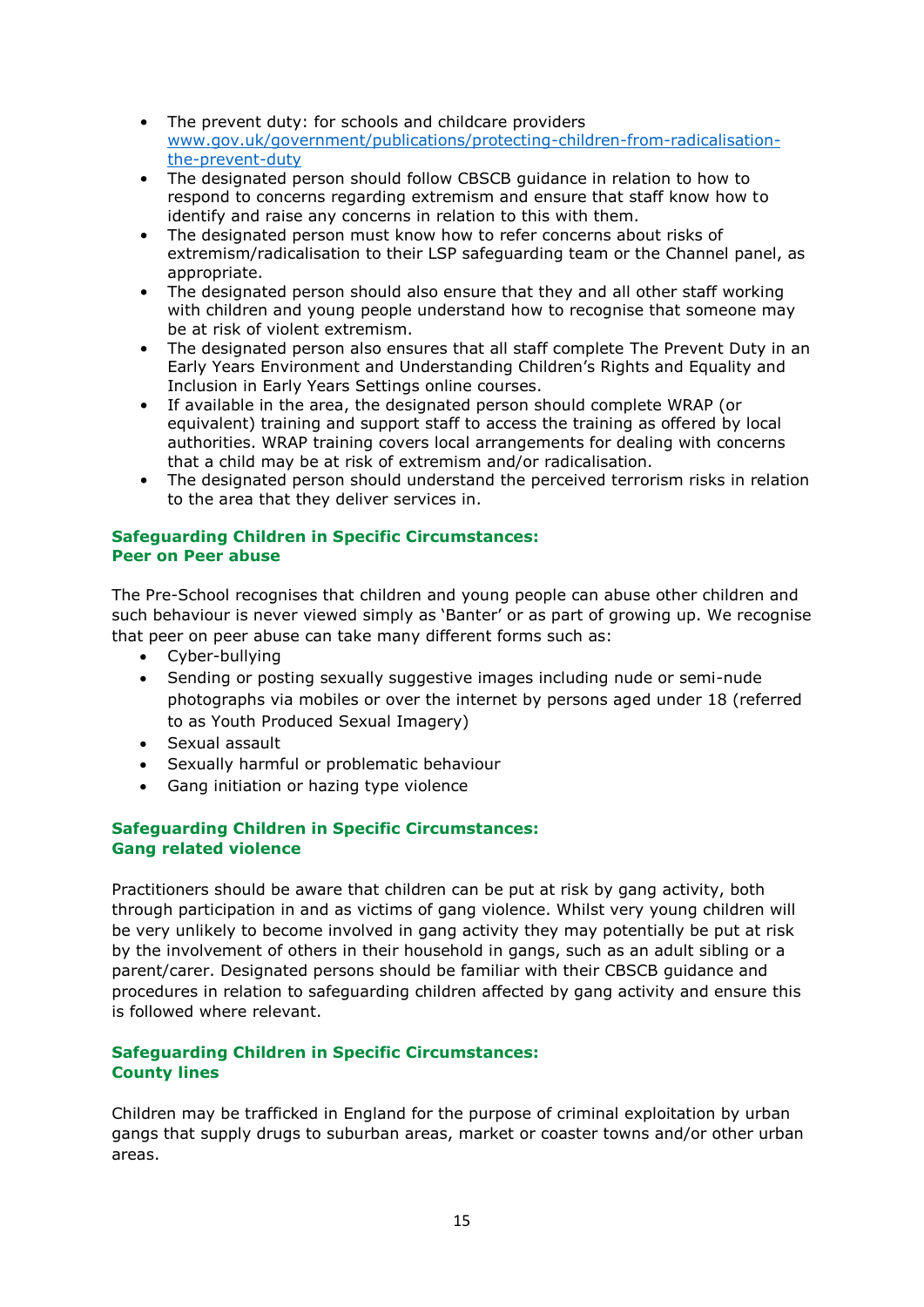- The prevent duty: for schools and childcare providers [www.gov.uk/government/publications/protecting-children-from-radicalisation-the-prevent-duty](www.gov.uk/government/publications/protecting-children-from-radicalisation-the-prevent-duty)
- The designated person should follow CBSCB guidance in relation to how to respond to concerns regarding extremism and ensure that staff know how to identify and raise any concerns in relation to this with them.
- The designated person must know how to refer concerns about risks of extremism/radicalisation to their LSP safeguarding team or the Channel panel, as appropriate.
- The designated person should also ensure that they and all other staff working with children and young people understand how to recognise that someone may be at risk of violent extremism.
- The designated person also ensures that all staff complete The Prevent Duty in an Early Years Environment and Understanding Children's Rights and Equality and Inclusion in Early Years Settings online courses.
- If available in the area, the designated person should complete WRAP (or equivalent) training and support staff to access the training as offered by local authorities. WRAP training covers local arrangements for dealing with concerns that a child may be at risk of extremism and/or radicalisation.
- The designated person should understand the perceived terrorism risks in relation to the area that they deliver services in.

### Safeguarding Children in Specific Circumstances: Peer on Peer abuse

The Pre-School recognises that children and young people can abuse other children and such behaviour is never viewed simply as 'Banter' or as part of growing up. We recognise that peer on peer abuse can take many different forms such as:

- Cyber-bullying
- Sending or posting sexually suggestive images including nude or semi-nude photographs via mobiles or over the internet by persons aged under 18 (referred to as Youth Produced Sexual Imagery)
- Sexual assault
- Sexually harmful or problematic behaviour
- Gang initiation or hazing type violence

### Safeguarding Children in Specific Circumstances: Gang related violence

Practitioners should be aware that children can be put at risk by gang activity, both through participation in and as victims of gang violence. Whilst very young children will be very unlikely to become involved in gang activity they may potentially be put at risk by the involvement of others in their household in gangs, such as an adult sibling or a parent/carer. Designated persons should be familiar with their CBSCB guidance and procedures in relation to safeguarding children affected by gang activity and ensure this is followed where relevant.

### Safeguarding Children in Specific Circumstances: County lines

Children may be trafficked in England for the purpose of criminal exploitation by urban gangs that supply drugs to suburban areas, market or coaster towns and/or other urban areas.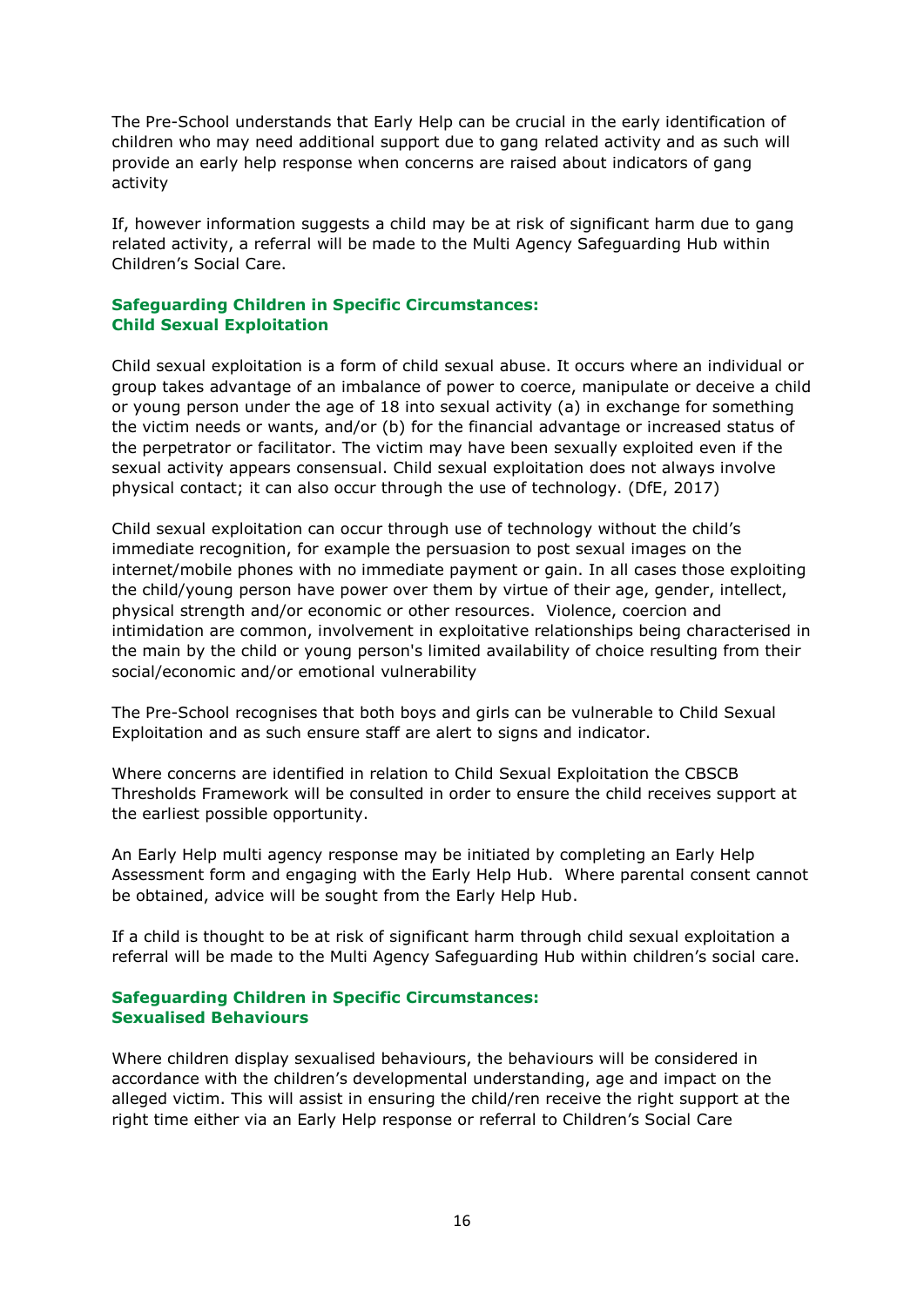The Pre-School understands that Early Help can be crucial in the early identification of children who may need additional support due to gang related activity and as such will provide an early help response when concerns are raised about indicators of gang activity

If, however information suggests a child may be at risk of significant harm due to gang related activity, a referral will be made to the Multi Agency Safeguarding Hub within Children's Social Care.

### Safeguarding Children in Specific Circumstances: Child Sexual Exploitation

Child sexual exploitation is a form of child sexual abuse. It occurs where an individual or group takes advantage of an imbalance of power to coerce, manipulate or deceive a child or young person under the age of 18 into sexual activity (a) in exchange for something the victim needs or wants, and/or (b) for the financial advantage or increased status of the perpetrator or facilitator. The victim may have been sexually exploited even if the sexual activity appears consensual. Child sexual exploitation does not always involve physical contact; it can also occur through the use of technology. (DfE, 2017)

Child sexual exploitation can occur through use of technology without the child's immediate recognition, for example the persuasion to post sexual images on the internet/mobile phones with no immediate payment or gain. In all cases those exploiting the child/young person have power over them by virtue of their age, gender, intellect, physical strength and/or economic or other resources. Violence, coercion and intimidation are common, involvement in exploitative relationships being characterised in the main by the child or young person's limited availability of choice resulting from their social/economic and/or emotional vulnerability

The Pre-School recognises that both boys and girls can be vulnerable to Child Sexual Exploitation and as such ensure staff are alert to signs and indicator.

Where concerns are identified in relation to Child Sexual Exploitation the CBSCB Thresholds Framework will be consulted in order to ensure the child receives support at the earliest possible opportunity.

An Early Help multi agency response may be initiated by completing an Early Help Assessment form and engaging with the Early Help Hub. Where parental consent cannot be obtained, advice will be sought from the Early Help Hub.

If a child is thought to be at risk of significant harm through child sexual exploitation a referral will be made to the Multi Agency Safeguarding Hub within children's social care.

### Safeguarding Children in Specific Circumstances: Sexualised Behaviours

Where children display sexualised behaviours, the behaviours will be considered in accordance with the children's developmental understanding, age and impact on the alleged victim. This will assist in ensuring the child/ren receive the right support at the right time either via an Early Help response or referral to Children's Social Care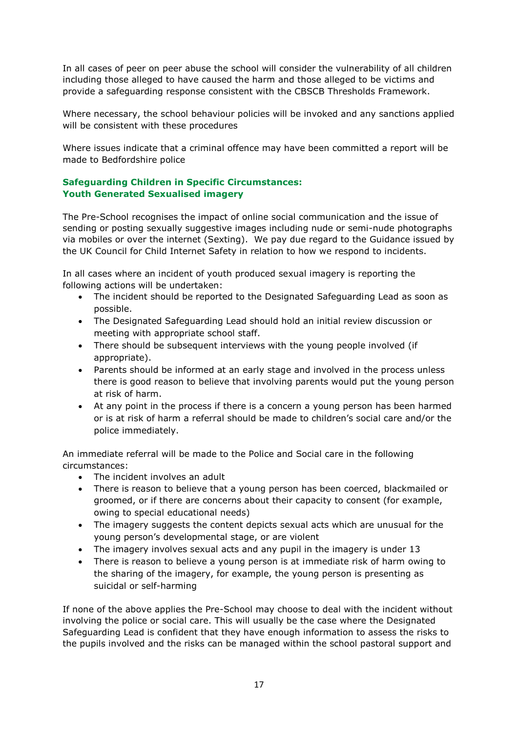In all cases of peer on peer abuse the school will consider the vulnerability of all children including those alleged to have caused the harm and those alleged to be victims and provide a safeguarding response consistent with the CBSCB Thresholds Framework.

Where necessary, the school behaviour policies will be invoked and any sanctions applied will be consistent with these procedures

Where issues indicate that a criminal offence may have been committed a report will be made to Bedfordshire police

### Safeguarding Children in Specific Circumstances: Youth Generated Sexualised imagery

The Pre-School recognises the impact of online social communication and the issue of sending or posting sexually suggestive images including nude or semi-nude photographs via mobiles or over the internet (Sexting). We pay due regard to the Guidance issued by the UK Council for Child Internet Safety in relation to how we respond to incidents.

In all cases where an incident of youth produced sexual imagery is reporting the following actions will be undertaken:

- The incident should be reported to the Designated Safeguarding Lead as soon as possible.
- The Designated Safeguarding Lead should hold an initial review discussion or meeting with appropriate school staff.
- There should be subsequent interviews with the young people involved (if appropriate).
- Parents should be informed at an early stage and involved in the process unless there is good reason to believe that involving parents would put the young person at risk of harm.
- At any point in the process if there is a concern a young person has been harmed or is at risk of harm a referral should be made to children's social care and/or the police immediately.

An immediate referral will be made to the Police and Social care in the following circumstances:

- The incident involves an adult
- There is reason to believe that a young person has been coerced, blackmailed or groomed, or if there are concerns about their capacity to consent (for example, owing to special educational needs)
- The imagery suggests the content depicts sexual acts which are unusual for the young person's developmental stage, or are violent
- The imagery involves sexual acts and any pupil in the imagery is under 13
- There is reason to believe a young person is at immediate risk of harm owing to the sharing of the imagery, for example, the young person is presenting as suicidal or self-harming

If none of the above applies the Pre-School may choose to deal with the incident without involving the police or social care. This will usually be the case where the Designated Safeguarding Lead is confident that they have enough information to assess the risks to the pupils involved and the risks can be managed within the school pastoral support and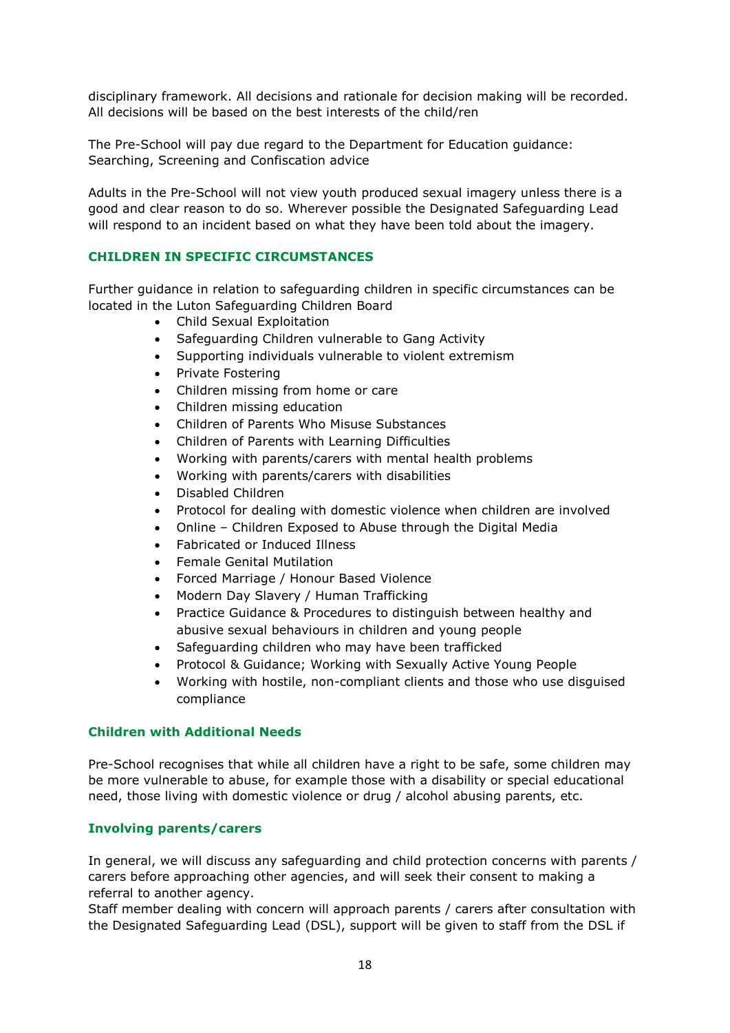disciplinary framework. All decisions and rationale for decision making will be recorded. All decisions will be based on the best interests of the child/ren

The Pre-School will pay due regard to the Department for Education guidance: Searching, Screening and Confiscation advice

Adults in the Pre-School will not view youth produced sexual imagery unless there is a good and clear reason to do so. Wherever possible the Designated Safeguarding Lead will respond to an incident based on what they have been told about the imagery.

## CHILDREN IN SPECIFIC CIRCUMSTANCES

Further guidance in relation to safeguarding children in specific circumstances can be located in the Luton Safeguarding Children Board

- Child Sexual Exploitation
- Safeguarding Children vulnerable to Gang Activity
- Supporting individuals vulnerable to violent extremism
- Private Fostering
- Children missing from home or care
- Children missing education
- Children of Parents Who Misuse Substances
- Children of Parents with Learning Difficulties
- Working with parents/carers with mental health problems
- Working with parents/carers with disabilities
- Disabled Children
- Protocol for dealing with domestic violence when children are involved
- Online – Children Exposed to Abuse through the Digital Media
- Fabricated or Induced Illness
- Female Genital Mutilation
- Forced Marriage / Honour Based Violence
- Modern Day Slavery / Human Trafficking
- Practice Guidance & Procedures to distinguish between healthy and abusive sexual behaviours in children and young people
- Safeguarding children who may have been trafficked
- Protocol & Guidance; Working with Sexually Active Young People
- Working with hostile, non-compliant clients and those who use disguised compliance

### Children with Additional Needs

Pre-School recognises that while all children have a right to be safe, some children may be more vulnerable to abuse, for example those with a disability or special educational need, those living with domestic violence or drug / alcohol abusing parents, etc.

### Involving parents/carers

In general, we will discuss any safeguarding and child protection concerns with parents / carers before approaching other agencies, and will seek their consent to making a referral to another agency.
Staff member dealing with concern will approach parents / carers after consultation with the Designated Safeguarding Lead (DSL), support will be given to staff from the DSL if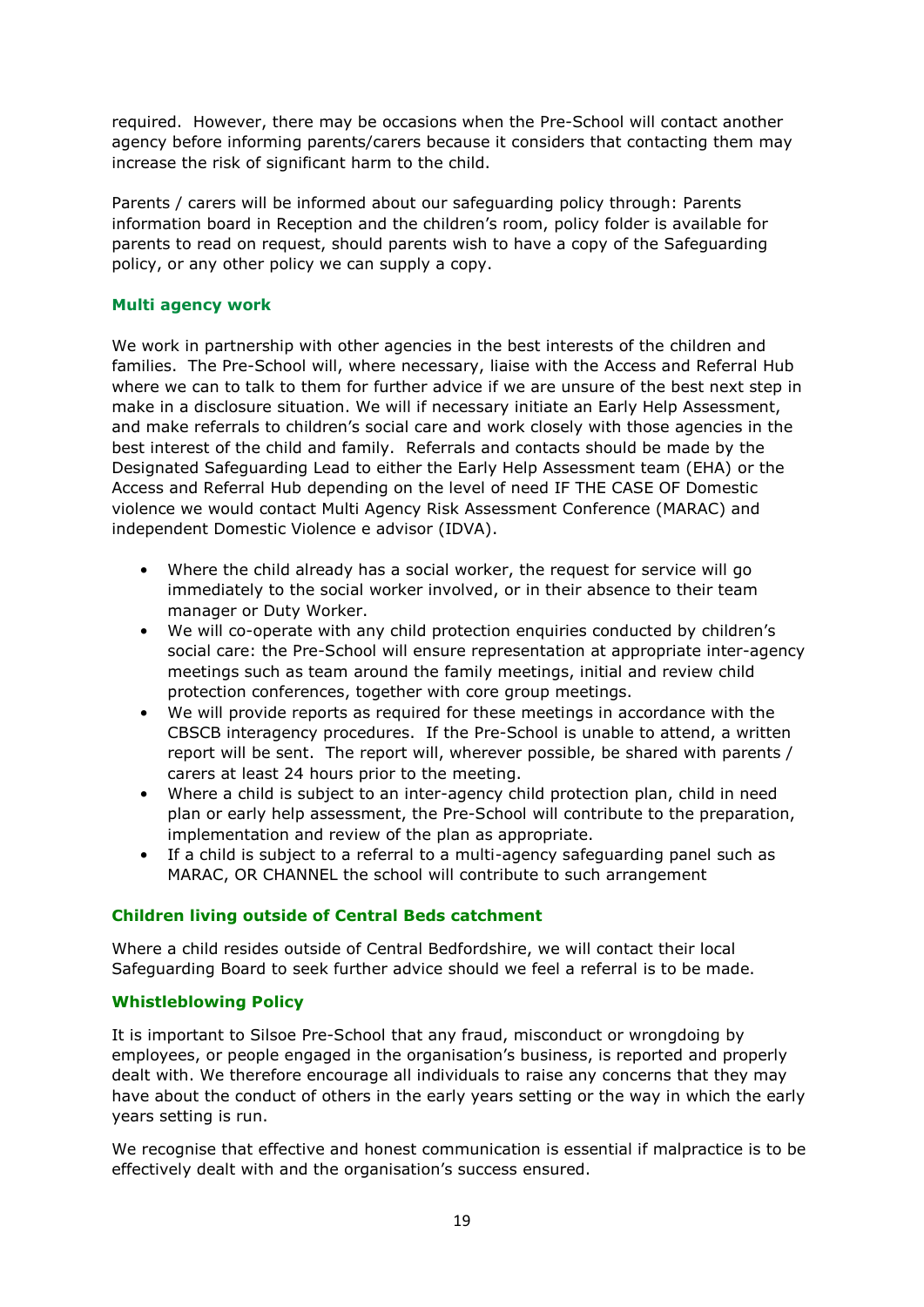required. However, there may be occasions when the Pre-School will contact another agency before informing parents/carers because it considers that contacting them may increase the risk of significant harm to the child.

Parents / carers will be informed about our safeguarding policy through: Parents information board in Reception and the children's room, policy folder is available for parents to read on request, should parents wish to have a copy of the Safeguarding policy, or any other policy we can supply a copy.

### Multi agency work

We work in partnership with other agencies in the best interests of the children and families. The Pre-School will, where necessary, liaise with the Access and Referral Hub where we can to talk to them for further advice if we are unsure of the best next step in make in a disclosure situation. We will if necessary initiate an Early Help Assessment, and make referrals to children's social care and work closely with those agencies in the best interest of the child and family. Referrals and contacts should be made by the Designated Safeguarding Lead to either the Early Help Assessment team (EHA) or the Access and Referral Hub depending on the level of need IF THE CASE OF Domestic violence we would contact Multi Agency Risk Assessment Conference (MARAC) and independent Domestic Violence e advisor (IDVA).

- Where the child already has a social worker, the request for service will go immediately to the social worker involved, or in their absence to their team manager or Duty Worker.
- We will co-operate with any child protection enquiries conducted by children's social care: the Pre-School will ensure representation at appropriate inter-agency meetings such as team around the family meetings, initial and review child protection conferences, together with core group meetings.
- We will provide reports as required for these meetings in accordance with the CBSCB interagency procedures. If the Pre-School is unable to attend, a written report will be sent. The report will, wherever possible, be shared with parents / carers at least 24 hours prior to the meeting.
- Where a child is subject to an inter-agency child protection plan, child in need plan or early help assessment, the Pre-School will contribute to the preparation, implementation and review of the plan as appropriate.
- If a child is subject to a referral to a multi-agency safeguarding panel such as MARAC, OR CHANNEL the school will contribute to such arrangement

### Children living outside of Central Beds catchment

Where a child resides outside of Central Bedfordshire, we will contact their local Safeguarding Board to seek further advice should we feel a referral is to be made.

### Whistleblowing Policy

It is important to Silsoe Pre-School that any fraud, misconduct or wrongdoing by employees, or people engaged in the organisation's business, is reported and properly dealt with. We therefore encourage all individuals to raise any concerns that they may have about the conduct of others in the early years setting or the way in which the early years setting is run.

We recognise that effective and honest communication is essential if malpractice is to be effectively dealt with and the organisation's success ensured.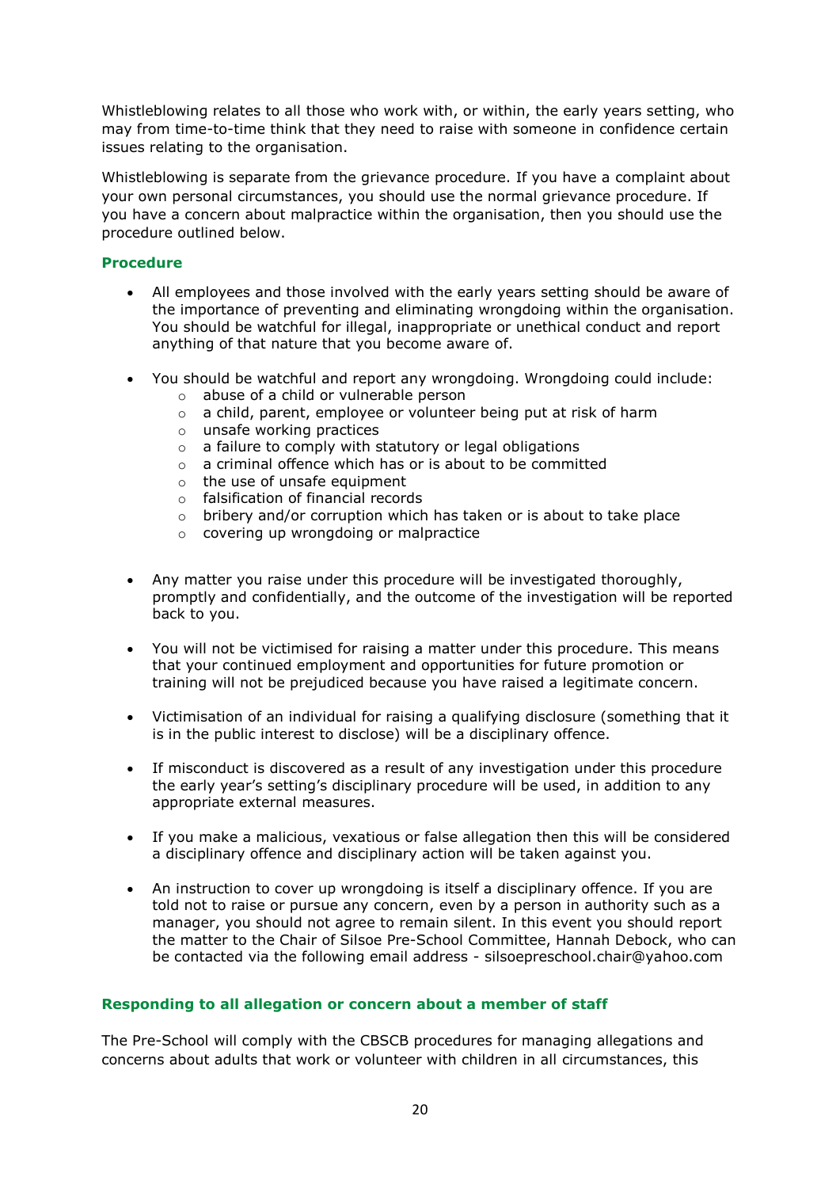Whistleblowing relates to all those who work with, or within, the early years setting, who may from time-to-time think that they need to raise with someone in confidence certain issues relating to the organisation.

Whistleblowing is separate from the grievance procedure. If you have a complaint about your own personal circumstances, you should use the normal grievance procedure. If you have a concern about malpractice within the organisation, then you should use the procedure outlined below.

### Procedure

- All employees and those involved with the early years setting should be aware of the importance of preventing and eliminating wrongdoing within the organisation. You should be watchful for illegal, inappropriate or unethical conduct and report anything of that nature that you become aware of.

- You should be watchful and report any wrongdoing. Wrongdoing could include:
  - abuse of a child or vulnerable person
  - a child, parent, employee or volunteer being put at risk of harm
  - unsafe working practices
  - a failure to comply with statutory or legal obligations
  - a criminal offence which has or is about to be committed
  - the use of unsafe equipment
  - falsification of financial records
  - bribery and/or corruption which has taken or is about to take place
  - covering up wrongdoing or malpractice

- Any matter you raise under this procedure will be investigated thoroughly, promptly and confidentially, and the outcome of the investigation will be reported back to you.

- You will not be victimised for raising a matter under this procedure. This means that your continued employment and opportunities for future promotion or training will not be prejudiced because you have raised a legitimate concern.

- Victimisation of an individual for raising a qualifying disclosure (something that it is in the public interest to disclose) will be a disciplinary offence.

- If misconduct is discovered as a result of any investigation under this procedure the early year's setting's disciplinary procedure will be used, in addition to any appropriate external measures.

- If you make a malicious, vexatious or false allegation then this will be considered a disciplinary offence and disciplinary action will be taken against you.

- An instruction to cover up wrongdoing is itself a disciplinary offence. If you are told not to raise or pursue any concern, even by a person in authority such as a manager, you should not agree to remain silent. In this event you should report the matter to the Chair of Silsoe Pre-School Committee, Hannah Debock, who can be contacted via the following email address - silsoepreschool.chair@yahoo.com

### Responding to all allegation or concern about a member of staff

The Pre-School will comply with the CBSCB procedures for managing allegations and concerns about adults that work or volunteer with children in all circumstances, this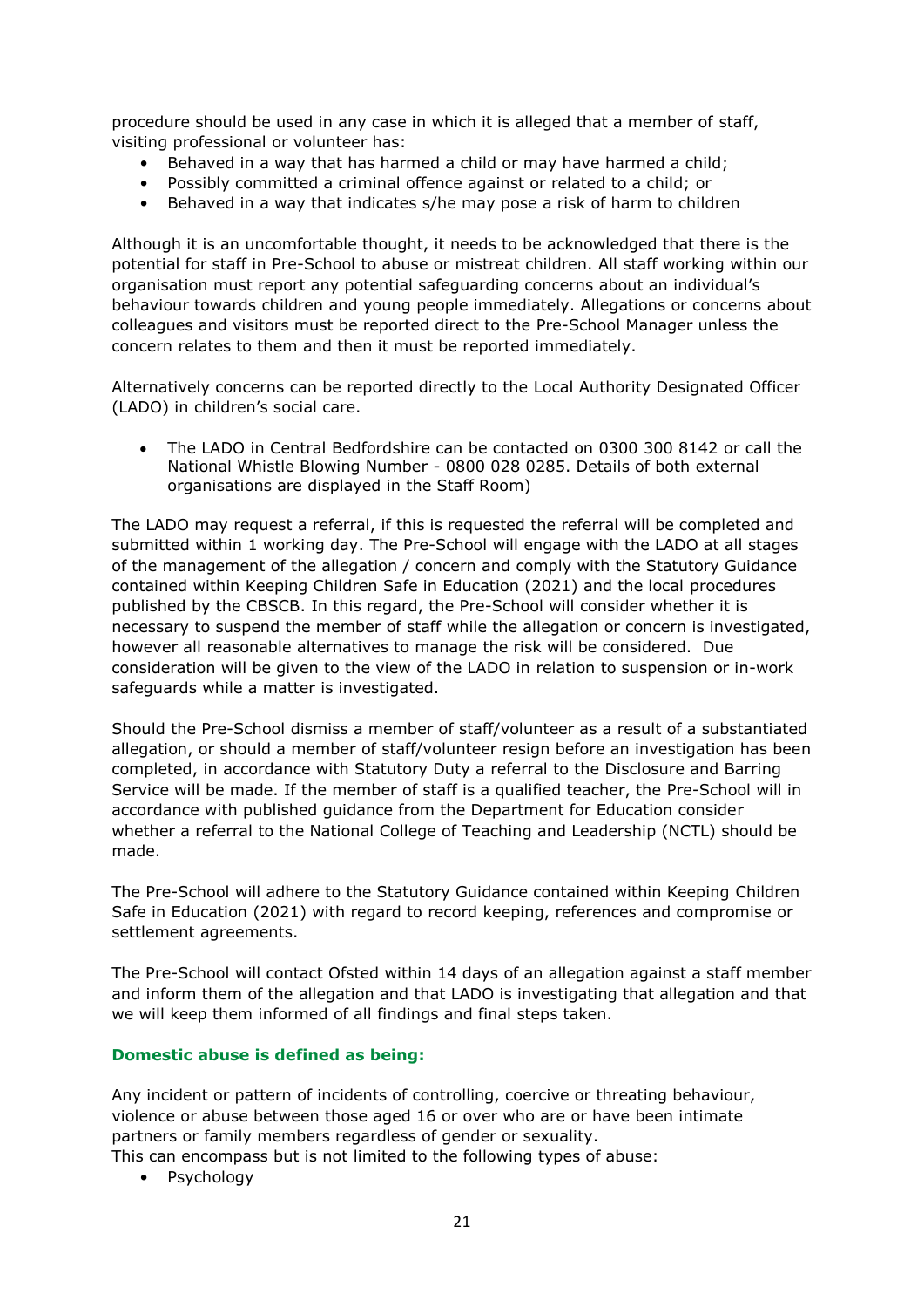procedure should be used in any case in which it is alleged that a member of staff, visiting professional or volunteer has:

- Behaved in a way that has harmed a child or may have harmed a child;
- Possibly committed a criminal offence against or related to a child; or
- Behaved in a way that indicates s/he may pose a risk of harm to children

Although it is an uncomfortable thought, it needs to be acknowledged that there is the potential for staff in Pre-School to abuse or mistreat children. All staff working within our organisation must report any potential safeguarding concerns about an individual's behaviour towards children and young people immediately. Allegations or concerns about colleagues and visitors must be reported direct to the Pre-School Manager unless the concern relates to them and then it must be reported immediately.

Alternatively concerns can be reported directly to the Local Authority Designated Officer (LADO) in children's social care.

- The LADO in Central Bedfordshire can be contacted on 0300 300 8142 or call the National Whistle Blowing Number - 0800 028 0285. Details of both external organisations are displayed in the Staff Room)

The LADO may request a referral, if this is requested the referral will be completed and submitted within 1 working day. The Pre-School will engage with the LADO at all stages of the management of the allegation / concern and comply with the Statutory Guidance contained within Keeping Children Safe in Education (2021) and the local procedures published by the CBSCB. In this regard, the Pre-School will consider whether it is necessary to suspend the member of staff while the allegation or concern is investigated, however all reasonable alternatives to manage the risk will be considered. Due consideration will be given to the view of the LADO in relation to suspension or in-work safeguards while a matter is investigated.

Should the Pre-School dismiss a member of staff/volunteer as a result of a substantiated allegation, or should a member of staff/volunteer resign before an investigation has been completed, in accordance with Statutory Duty a referral to the Disclosure and Barring Service will be made. If the member of staff is a qualified teacher, the Pre-School will in accordance with published guidance from the Department for Education consider whether a referral to the National College of Teaching and Leadership (NCTL) should be made.

The Pre-School will adhere to the Statutory Guidance contained within Keeping Children Safe in Education (2021) with regard to record keeping, references and compromise or settlement agreements.

The Pre-School will contact Ofsted within 14 days of an allegation against a staff member and inform them of the allegation and that LADO is investigating that allegation and that we will keep them informed of all findings and final steps taken.

### Domestic abuse is defined as being:

Any incident or pattern of incidents of controlling, coercive or threating behaviour, violence or abuse between those aged 16 or over who are or have been intimate partners or family members regardless of gender or sexuality.
This can encompass but is not limited to the following types of abuse:

- Psychology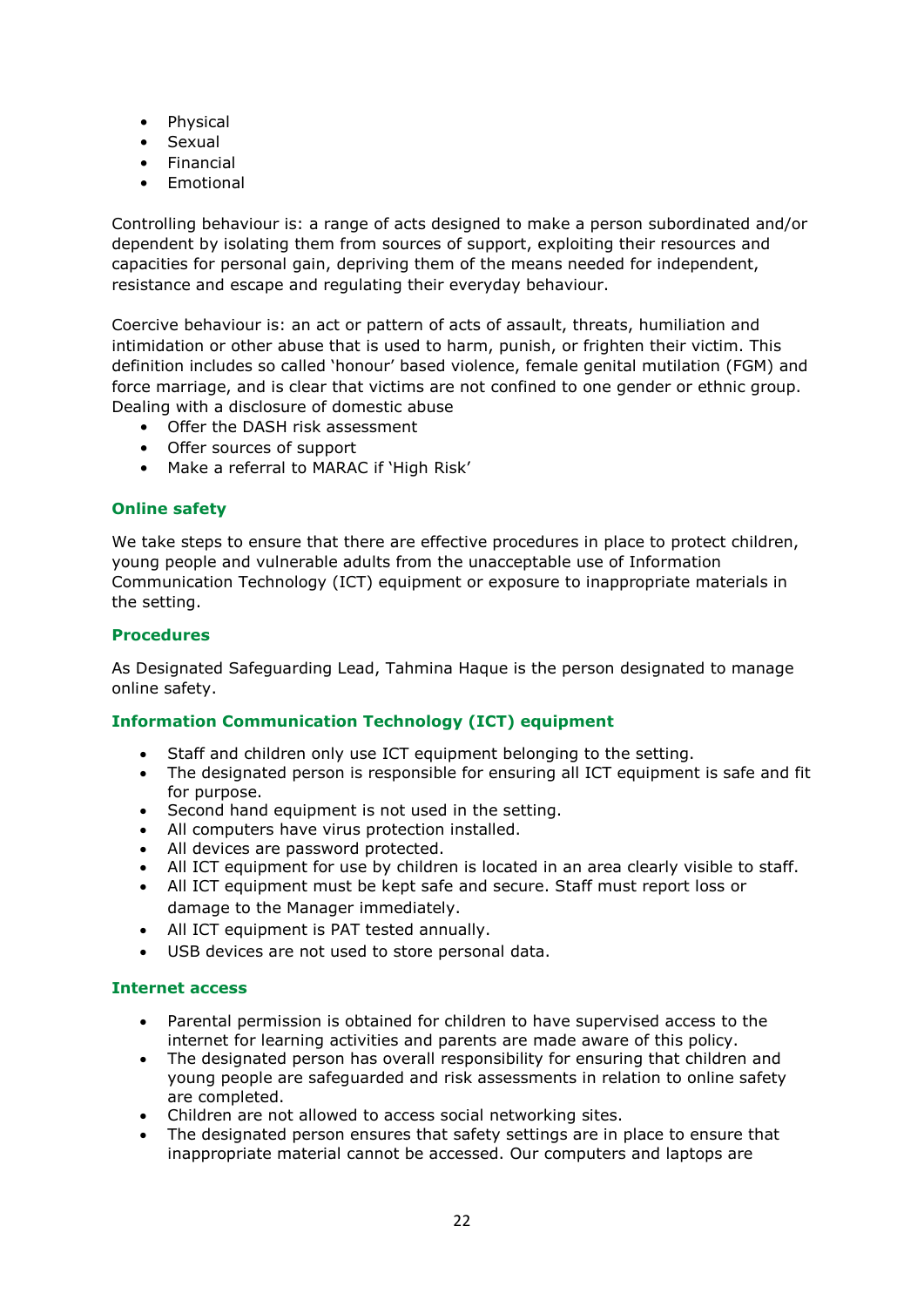- Physical
- Sexual
- Financial
- Emotional

Controlling behaviour is: a range of acts designed to make a person subordinated and/or dependent by isolating them from sources of support, exploiting their resources and capacities for personal gain, depriving them of the means needed for independent, resistance and escape and regulating their everyday behaviour.

Coercive behaviour is: an act or pattern of acts of assault, threats, humiliation and intimidation or other abuse that is used to harm, punish, or frighten their victim. This definition includes so called 'honour' based violence, female genital mutilation (FGM) and force marriage, and is clear that victims are not confined to one gender or ethnic group.
Dealing with a disclosure of domestic abuse

- Offer the DASH risk assessment
- Offer sources of support
- Make a referral to MARAC if 'High Risk'

### Online safety

We take steps to ensure that there are effective procedures in place to protect children, young people and vulnerable adults from the unacceptable use of Information Communication Technology (ICT) equipment or exposure to inappropriate materials in the setting.

### Procedures

As Designated Safeguarding Lead, Tahmina Haque is the person designated to manage online safety.

### Information Communication Technology (ICT) equipment

- Staff and children only use ICT equipment belonging to the setting.
- The designated person is responsible for ensuring all ICT equipment is safe and fit for purpose.
- Second hand equipment is not used in the setting.
- All computers have virus protection installed.
- All devices are password protected.
- All ICT equipment for use by children is located in an area clearly visible to staff.
- All ICT equipment must be kept safe and secure. Staff must report loss or damage to the Manager immediately.
- All ICT equipment is PAT tested annually.
- USB devices are not used to store personal data.

### Internet access

- Parental permission is obtained for children to have supervised access to the internet for learning activities and parents are made aware of this policy.
- The designated person has overall responsibility for ensuring that children and young people are safeguarded and risk assessments in relation to online safety are completed.
- Children are not allowed to access social networking sites.
- The designated person ensures that safety settings are in place to ensure that inappropriate material cannot be accessed. Our computers and laptops are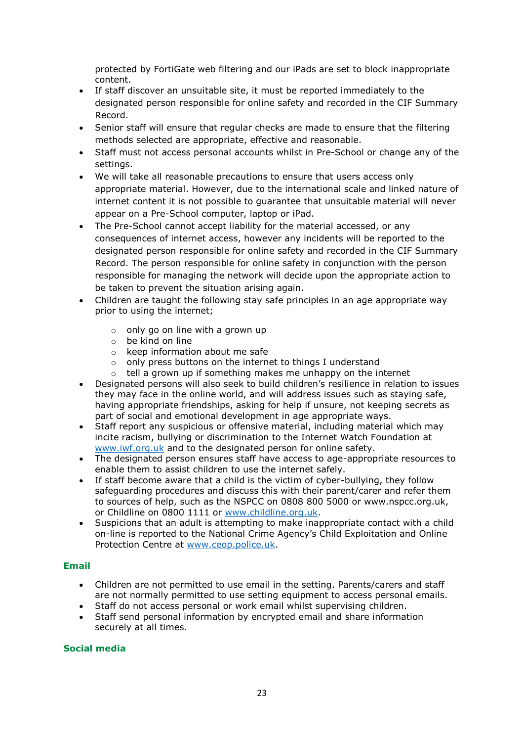protected by FortiGate web filtering and our iPads are set to block inappropriate content.

- If staff discover an unsuitable site, it must be reported immediately to the designated person responsible for online safety and recorded in the CIF Summary Record.
- Senior staff will ensure that regular checks are made to ensure that the filtering methods selected are appropriate, effective and reasonable.
- Staff must not access personal accounts whilst in Pre-School or change any of the settings.
- We will take all reasonable precautions to ensure that users access only appropriate material. However, due to the international scale and linked nature of internet content it is not possible to guarantee that unsuitable material will never appear on a Pre-School computer, laptop or iPad.
- The Pre-School cannot accept liability for the material accessed, or any consequences of internet access, however any incidents will be reported to the designated person responsible for online safety and recorded in the CIF Summary Record. The person responsible for online safety in conjunction with the person responsible for managing the network will decide upon the appropriate action to be taken to prevent the situation arising again.
- Children are taught the following stay safe principles in an age appropriate way prior to using the internet;
    - only go on line with a grown up
    - be kind on line
    - keep information about me safe
    - only press buttons on the internet to things I understand
    - tell a grown up if something makes me unhappy on the internet
- Designated persons will also seek to build children's resilience in relation to issues they may face in the online world, and will address issues such as staying safe, having appropriate friendships, asking for help if unsure, not keeping secrets as part of social and emotional development in age appropriate ways.
- Staff report any suspicious or offensive material, including material which may incite racism, bullying or discrimination to the Internet Watch Foundation at www.iwf.org.uk and to the designated person for online safety.
- The designated person ensures staff have access to age-appropriate resources to enable them to assist children to use the internet safely.
- If staff become aware that a child is the victim of cyber-bullying, they follow safeguarding procedures and discuss this with their parent/carer and refer them to sources of help, such as the NSPCC on 0808 800 5000 or www.nspcc.org.uk, or Childline on 0800 1111 or www.childline.org.uk.
- Suspicions that an adult is attempting to make inappropriate contact with a child on-line is reported to the National Crime Agency's Child Exploitation and Online Protection Centre at www.ceop.police.uk.

### Email

- Children are not permitted to use email in the setting. Parents/carers and staff are not normally permitted to use setting equipment to access personal emails.
- Staff do not access personal or work email whilst supervising children.
- Staff send personal information by encrypted email and share information securely at all times.

### Social media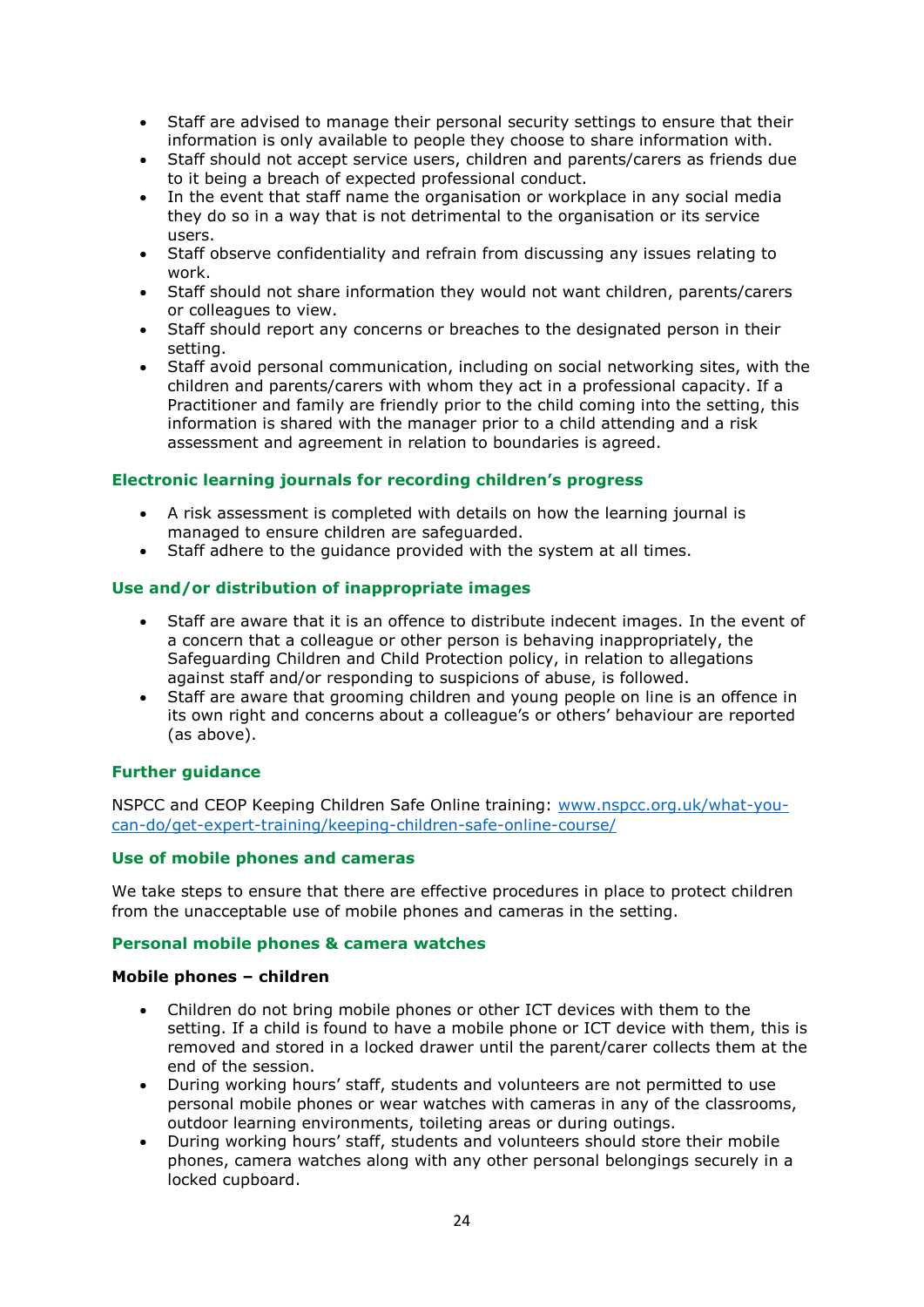- Staff are advised to manage their personal security settings to ensure that their information is only available to people they choose to share information with.
- Staff should not accept service users, children and parents/carers as friends due to it being a breach of expected professional conduct.
- In the event that staff name the organisation or workplace in any social media they do so in a way that is not detrimental to the organisation or its service users.
- Staff observe confidentiality and refrain from discussing any issues relating to work.
- Staff should not share information they would not want children, parents/carers or colleagues to view.
- Staff should report any concerns or breaches to the designated person in their setting.
- Staff avoid personal communication, including on social networking sites, with the children and parents/carers with whom they act in a professional capacity. If a Practitioner and family are friendly prior to the child coming into the setting, this information is shared with the manager prior to a child attending and a risk assessment and agreement in relation to boundaries is agreed.

### Electronic learning journals for recording children's progress

- A risk assessment is completed with details on how the learning journal is managed to ensure children are safeguarded.
- Staff adhere to the guidance provided with the system at all times.

### Use and/or distribution of inappropriate images

- Staff are aware that it is an offence to distribute indecent images. In the event of a concern that a colleague or other person is behaving inappropriately, the Safeguarding Children and Child Protection policy, in relation to allegations against staff and/or responding to suspicions of abuse, is followed.
- Staff are aware that grooming children and young people on line is an offence in its own right and concerns about a colleague's or others' behaviour are reported (as above).

### Further guidance

NSPCC and CEOP Keeping Children Safe Online training: [www.nspcc.org.uk/what-you-can-do/get-expert-training/keeping-children-safe-online-course/](http://www.nspcc.org.uk/what-you-can-do/get-expert-training/keeping-children-safe-online-course/)

### Use of mobile phones and cameras

We take steps to ensure that there are effective procedures in place to protect children from the unacceptable use of mobile phones and cameras in the setting.

### Personal mobile phones & camera watches

**Mobile phones – children**

- Children do not bring mobile phones or other ICT devices with them to the setting. If a child is found to have a mobile phone or ICT device with them, this is removed and stored in a locked drawer until the parent/carer collects them at the end of the session.
- During working hours' staff, students and volunteers are not permitted to use personal mobile phones or wear watches with cameras in any of the classrooms, outdoor learning environments, toileting areas or during outings.
- During working hours' staff, students and volunteers should store their mobile phones, camera watches along with any other personal belongings securely in a locked cupboard.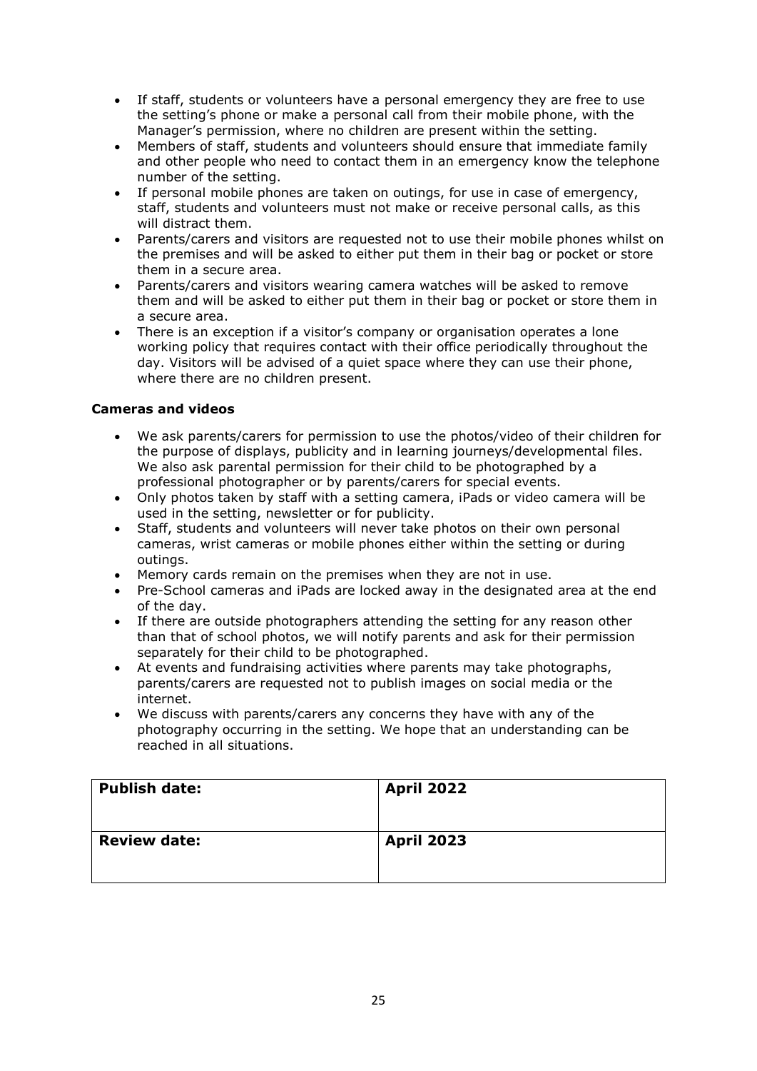- If staff, students or volunteers have a personal emergency they are free to use the setting's phone or make a personal call from their mobile phone, with the Manager's permission, where no children are present within the setting.
- Members of staff, students and volunteers should ensure that immediate family and other people who need to contact them in an emergency know the telephone number of the setting.
- If personal mobile phones are taken on outings, for use in case of emergency, staff, students and volunteers must not make or receive personal calls, as this will distract them.
- Parents/carers and visitors are requested not to use their mobile phones whilst on the premises and will be asked to either put them in their bag or pocket or store them in a secure area.
- Parents/carers and visitors wearing camera watches will be asked to remove them and will be asked to either put them in their bag or pocket or store them in a secure area.
- There is an exception if a visitor's company or organisation operates a lone working policy that requires contact with their office periodically throughout the day. Visitors will be advised of a quiet space where they can use their phone, where there are no children present.

**Cameras and videos**

- We ask parents/carers for permission to use the photos/video of their children for the purpose of displays, publicity and in learning journeys/developmental files. We also ask parental permission for their child to be photographed by a professional photographer or by parents/carers for special events.
- Only photos taken by staff with a setting camera, iPads or video camera will be used in the setting, newsletter or for publicity.
- Staff, students and volunteers will never take photos on their own personal cameras, wrist cameras or mobile phones either within the setting or during outings.
- Memory cards remain on the premises when they are not in use.
- Pre-School cameras and iPads are locked away in the designated area at the end of the day.
- If there are outside photographers attending the setting for any reason other than that of school photos, we will notify parents and ask for their permission separately for their child to be photographed.
- At events and fundraising activities where parents may take photographs, parents/carers are requested not to publish images on social media or the internet.
- We discuss with parents/carers any concerns they have with any of the photography occurring in the setting. We hope that an understanding can be reached in all situations.

| | |
|---|---|
| **Publish date:** | **April 2022** |
| **Review date:** | **April 2023** |